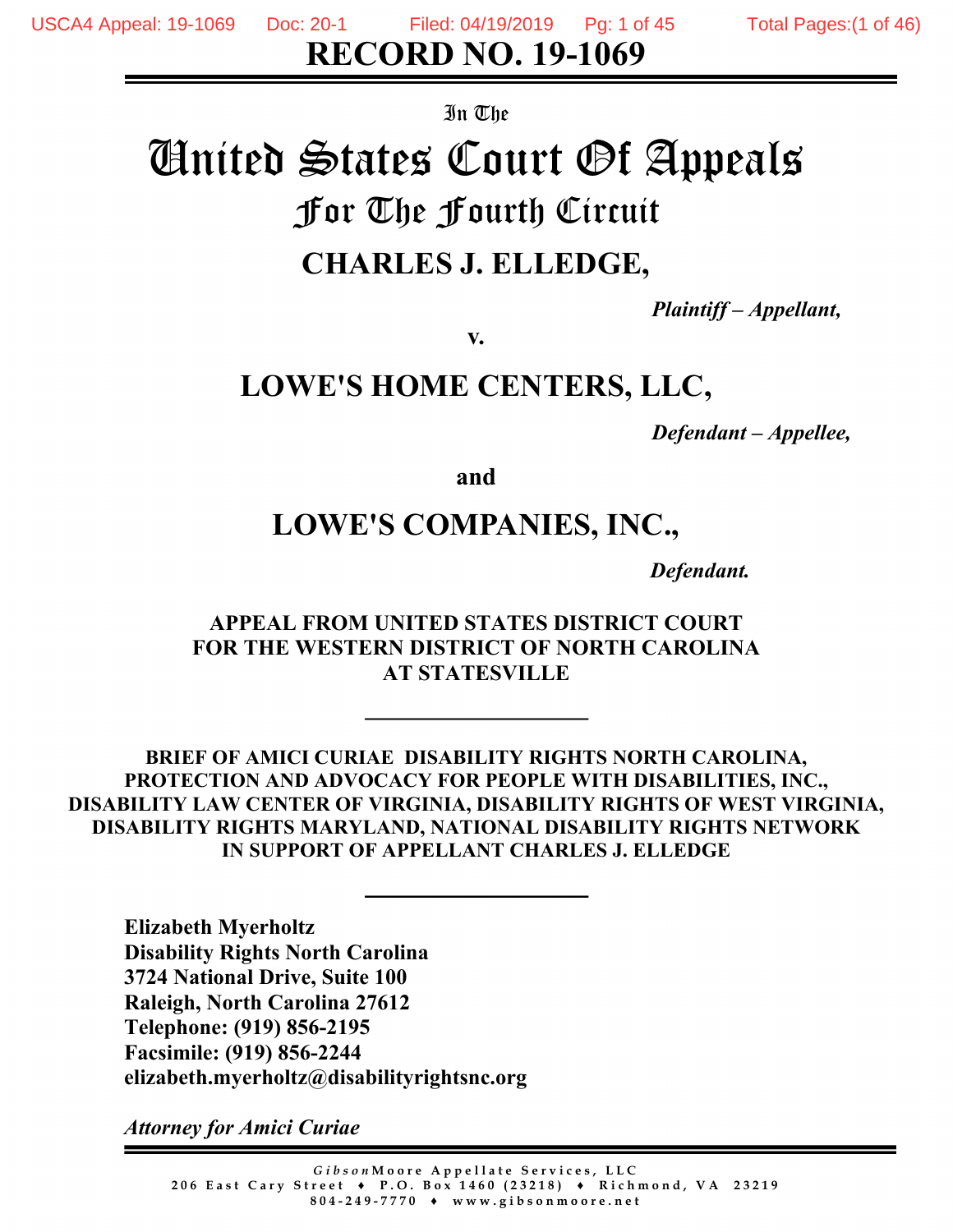# RECORD NO. 19-1069

In The

# United States Court Of Appeals

## For The Fourth Circuit

## CHARLES J. ELLEDGE,

*Plaintiff – Appellant,*

**v.**

## LOWE'S HOME CENTERS, LLC,

*Defendant – Appellee,*

**and**

## LOWE'S COMPANIES, INC.,

*Defendant.*

**APPEAL FROM UNITED STATES DISTRICT COURT FOR THE WESTERN DISTRICT OF NORTH CAROLINA AT STATESVILLE**

---

**BRIEF OF AMICI CURIAE DISABILITY RIGHTS NORTH CAROLINA, PROTECTION AND ADVOCACY FOR PEOPLE WITH DISABILITIES, INC., DISABILITY LAW CENTER OF VIRGINIA, DISABILITY RIGHTS OF WEST VIRGINIA, DISABILITY RIGHTS MARYLAND, NATIONAL DISABILITY RIGHTS NETWORK IN SUPPORT OF APPELLANT CHARLES J. ELLEDGE**

---

**Elizabeth Myerholtz**
**Disability Rights North Carolina**
**3724 National Drive, Suite 100**
**Raleigh, North Carolina 27612**
**Telephone: (919) 856-2195**
**Facsimile: (919) 856-2244**
**elizabeth.myerholtz@disabilityrightsnc.org**

*Attorney for Amici Curiae*

*Gibson*Moore Appellate Services, LLC
206 East Cary Street ♦ P.O. Box 1460 (23218) ♦ Richmond, VA 23219
804-249-7770 ♦ www.gibsonmoore.net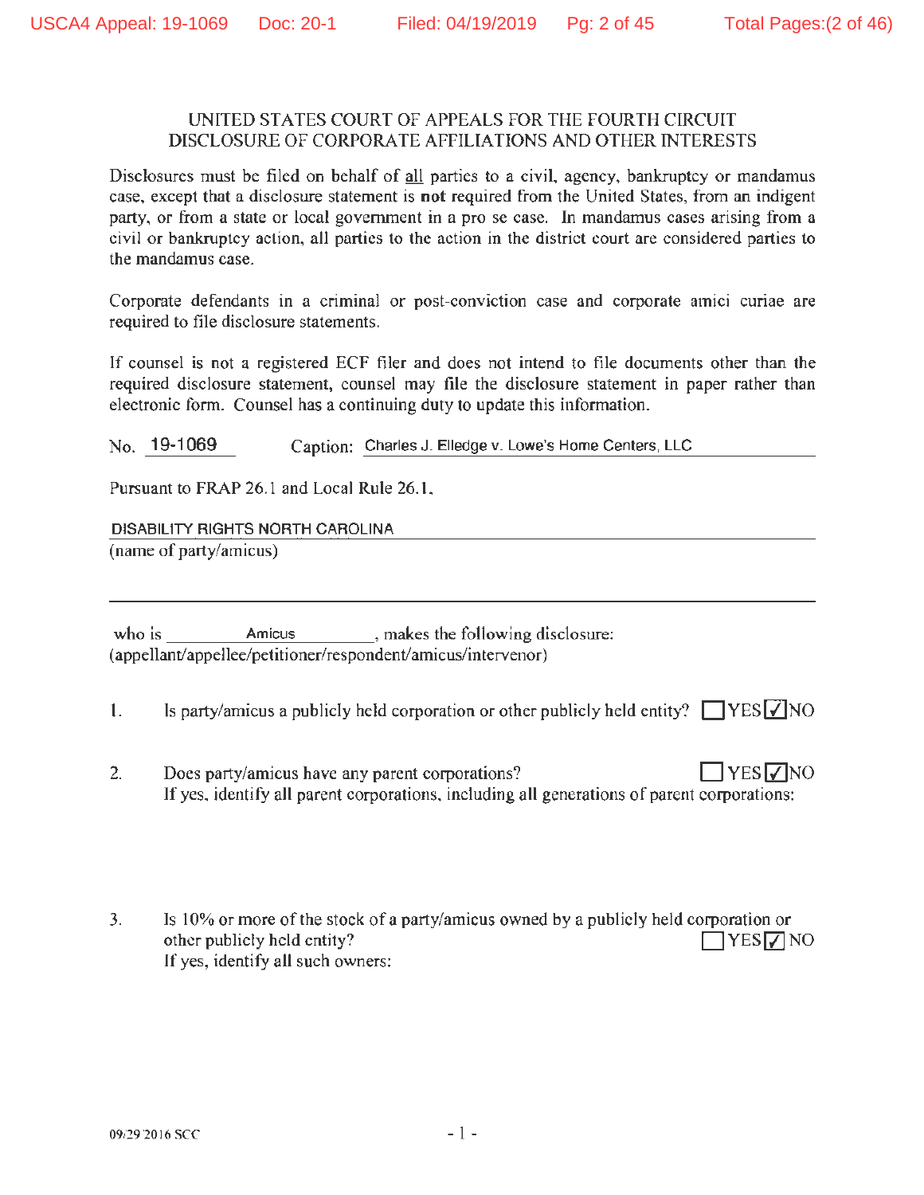UNITED STATES COURT OF APPEALS FOR THE FOURTH CIRCUIT
DISCLOSURE OF CORPORATE AFFILIATIONS AND OTHER INTERESTS

Disclosures must be filed on behalf of all parties to a civil, agency, bankruptcy or mandamus case, except that a disclosure statement is **not** required from the United States, from an indigent party, or from a state or local government in a pro se case. In mandamus cases arising from a civil or bankruptcy action, all parties to the action in the district court are considered parties to the mandamus case.

Corporate defendants in a criminal or post-conviction case and corporate amici curiae are required to file disclosure statements.

If counsel is not a registered ECF filer and does not intend to file documents other than the required disclosure statement, counsel may file the disclosure statement in paper rather than electronic form. Counsel has a continuing duty to update this information.

No. 19-1069 Caption: Charles J. Elledge v. Lowe's Home Centers, LLC

Pursuant to FRAP 26.1 and Local Rule 26.1,

DISABILITY RIGHTS NORTH CAROLINA
(name of party/amicus)

who is Amicus, makes the following disclosure:
(appellant/appellee/petitioner/respondent/amicus/intervenor)

1. Is party/amicus a publicly held corporation or other publicly held entity? ☐ YES ☑ NO

2. Does party/amicus have any parent corporations? ☐ YES ☑ NO
If yes, identify all parent corporations, including all generations of parent corporations:

3. Is 10% or more of the stock of a party/amicus owned by a publicly held corporation or other publicly held entity? ☐ YES ☑ NO
If yes, identify all such owners:

09/29/2016 SCC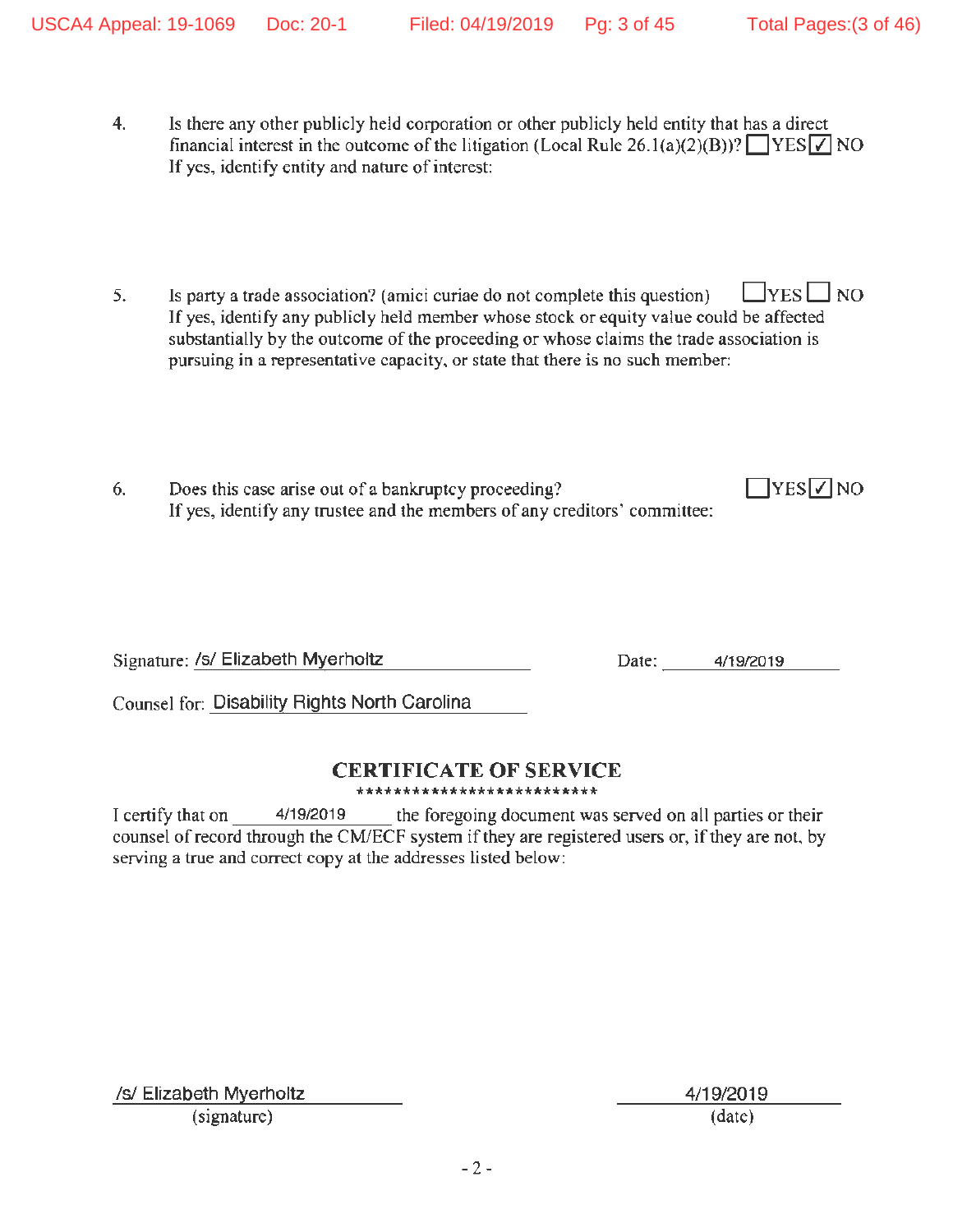4. Is there any other publicly held corporation or other publicly held entity that has a direct financial interest in the outcome of the litigation (Local Rule 26.1(a)(2)(B))? ☐YES ☑ NO
   If yes, identify entity and nature of interest:

5. Is party a trade association? (amici curiae do not complete this question) ☐YES ☐ NO
   If yes, identify any publicly held member whose stock or equity value could be affected substantially by the outcome of the proceeding or whose claims the trade association is pursuing in a representative capacity, or state that there is no such member:

6. Does this case arise out of a bankruptcy proceeding? ☐YES ☑ NO
   If yes, identify any trustee and the members of any creditors' committee:

Signature: /s/ Elizabeth Myerholtz  Date: 4/19/2019

Counsel for: Disability Rights North Carolina

## CERTIFICATE OF SERVICE

**************************

I certify that on 4/19/2019 the foregoing document was served on all parties or their counsel of record through the CM/ECF system if they are registered users or, if they are not, by serving a true and correct copy at the addresses listed below:

/s/ Elizabeth Myerholtz
(signature)

4/19/2019
(date)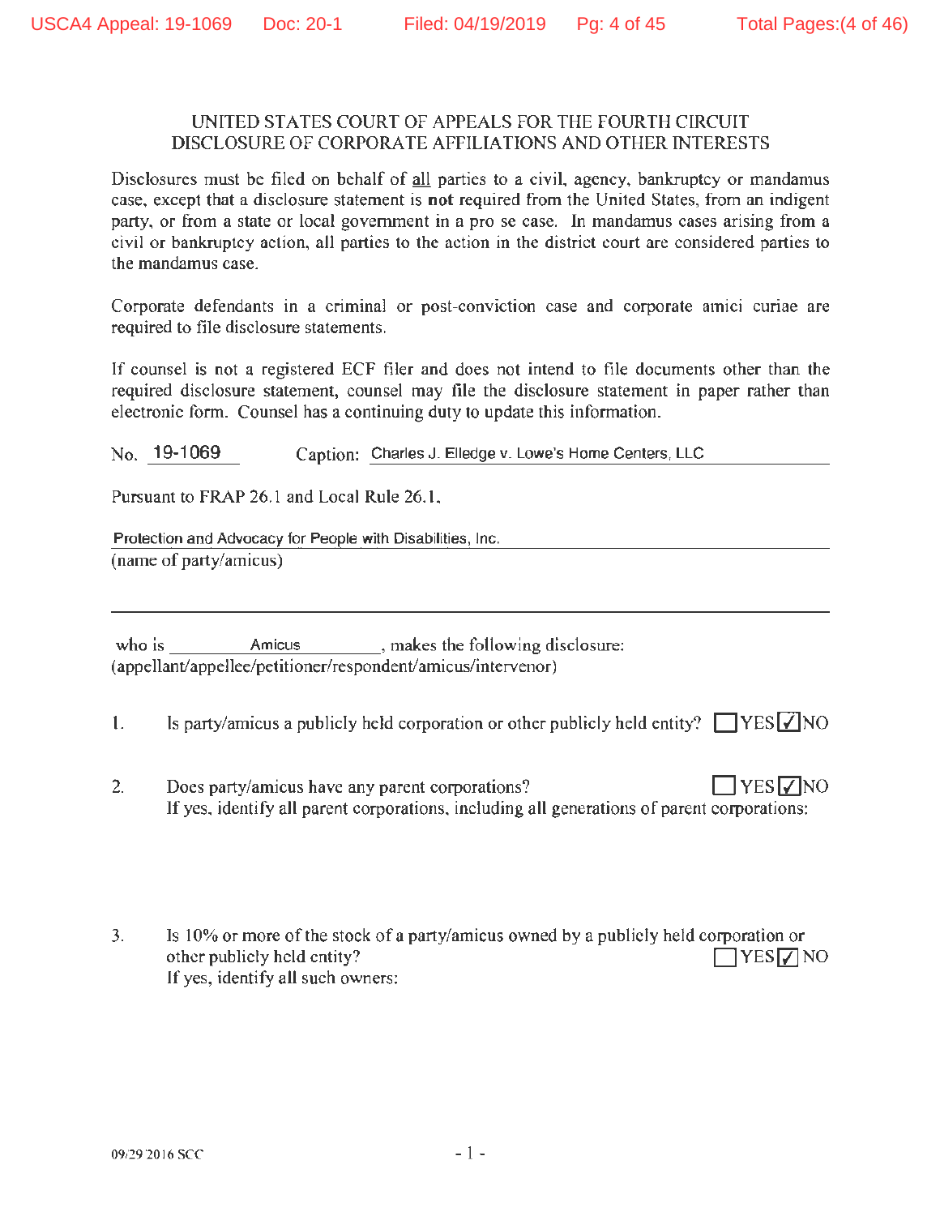## UNITED STATES COURT OF APPEALS FOR THE FOURTH CIRCUIT
## DISCLOSURE OF CORPORATE AFFILIATIONS AND OTHER INTERESTS

Disclosures must be filed on behalf of all parties to a civil, agency, bankruptcy or mandamus case, except that a disclosure statement is **not** required from the United States, from an indigent party, or from a state or local government in a pro se case. In mandamus cases arising from a civil or bankruptcy action, all parties to the action in the district court are considered parties to the mandamus case.

Corporate defendants in a criminal or post-conviction case and corporate amici curiae are required to file disclosure statements.

If counsel is not a registered ECF filer and does not intend to file documents other than the required disclosure statement, counsel may file the disclosure statement in paper rather than electronic form. Counsel has a continuing duty to update this information.

No. 19-1069 Caption: Charles J. Elledge v. Lowe's Home Centers, LLC

Pursuant to FRAP 26.1 and Local Rule 26.1,

Protection and Advocacy for People with Disabilities, Inc.
(name of party/amicus)

who is Amicus, makes the following disclosure:
(appellant/appellee/petitioner/respondent/amicus/intervenor)

1. Is party/amicus a publicly held corporation or other publicly held entity? ☐ YES ☑ NO

2. Does party/amicus have any parent corporations? ☐ YES ☑ NO
If yes, identify all parent corporations, including all generations of parent corporations:

3. Is 10% or more of the stock of a party/amicus owned by a publicly held corporation or other publicly held entity? ☐ YES ☑ NO
If yes, identify all such owners:

09/29/2016 SCC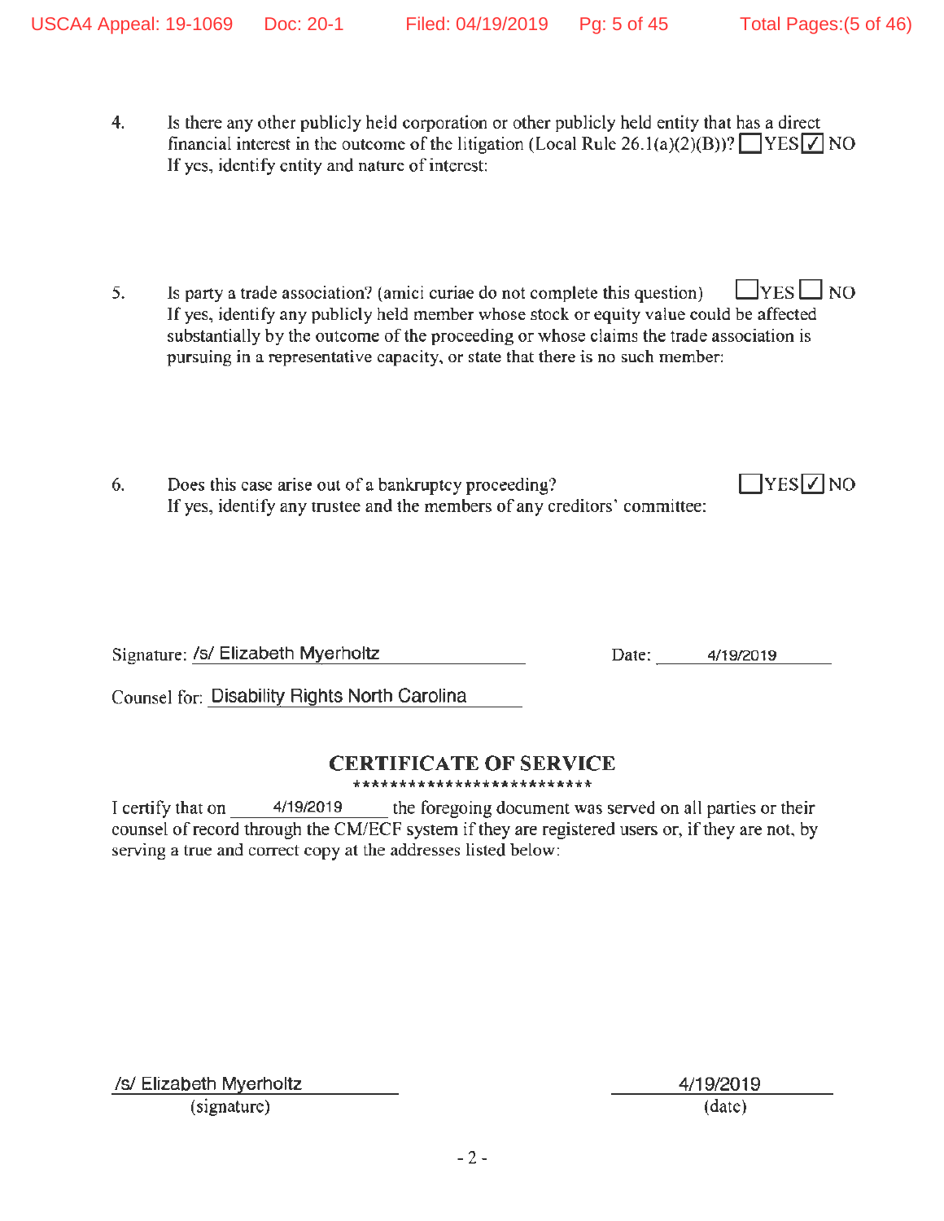4. Is there any other publicly held corporation or other publicly held entity that has a direct financial interest in the outcome of the litigation (Local Rule 26.1(a)(2)(B))? ☐ YES ☑ NO
   If yes, identify entity and nature of interest:

5. Is party a trade association? (amici curiae do not complete this question) ☐ YES ☐ NO
   If yes, identify any publicly held member whose stock or equity value could be affected substantially by the outcome of the proceeding or whose claims the trade association is pursuing in a representative capacity, or state that there is no such member:

6. Does this case arise out of a bankruptcy proceeding? ☐ YES ☑ NO
   If yes, identify any trustee and the members of any creditors' committee:

Signature: /s/ Elizabeth Myerholtz                    Date: 4/19/2019

Counsel for: Disability Rights North Carolina

## CERTIFICATE OF SERVICE

**************************

I certify that on 4/19/2019 the foregoing document was served on all parties or their counsel of record through the CM/ECF system if they are registered users or, if they are not, by serving a true and correct copy at the addresses listed below:

/s/ Elizabeth Myerholtz
(signature)

4/19/2019
(date)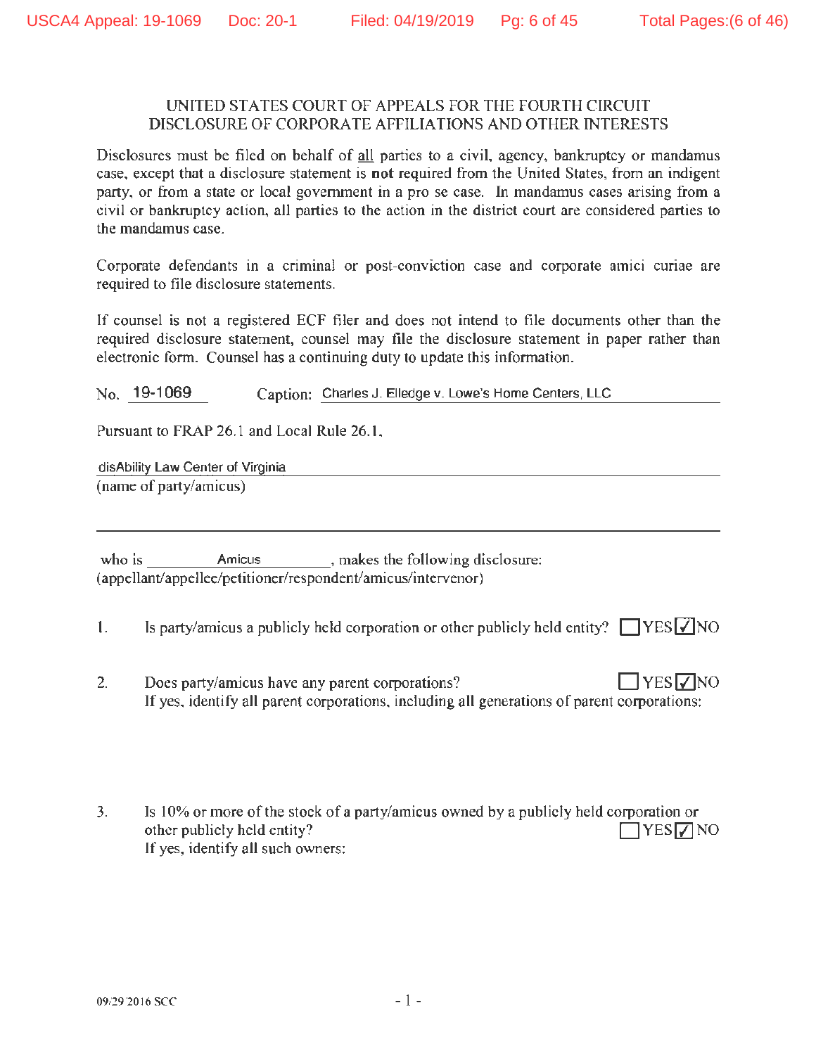UNITED STATES COURT OF APPEALS FOR THE FOURTH CIRCUIT
DISCLOSURE OF CORPORATE AFFILIATIONS AND OTHER INTERESTS

Disclosures must be filed on behalf of all parties to a civil, agency, bankruptcy or mandamus case, except that a disclosure statement is **not** required from the United States, from an indigent party, or from a state or local government in a pro se case. In mandamus cases arising from a civil or bankruptcy action, all parties to the action in the district court are considered parties to the mandamus case.

Corporate defendants in a criminal or post-conviction case and corporate amici curiae are required to file disclosure statements.

If counsel is not a registered ECF filer and does not intend to file documents other than the required disclosure statement, counsel may file the disclosure statement in paper rather than electronic form. Counsel has a continuing duty to update this information.

No. 19-1069 Caption: Charles J. Elledge v. Lowe's Home Centers, LLC

Pursuant to FRAP 26.1 and Local Rule 26.1,

disAbility Law Center of Virginia
(name of party/amicus)

who is Amicus, makes the following disclosure:
(appellant/appellee/petitioner/respondent/amicus/intervenor)

1. Is party/amicus a publicly held corporation or other publicly held entity? ☐ YES ☑ NO

2. Does party/amicus have any parent corporations? ☐ YES ☑ NO
If yes, identify all parent corporations, including all generations of parent corporations:

3. Is 10% or more of the stock of a party/amicus owned by a publicly held corporation or other publicly held entity? ☐ YES ☑ NO
If yes, identify all such owners:

09/29/2016 SCC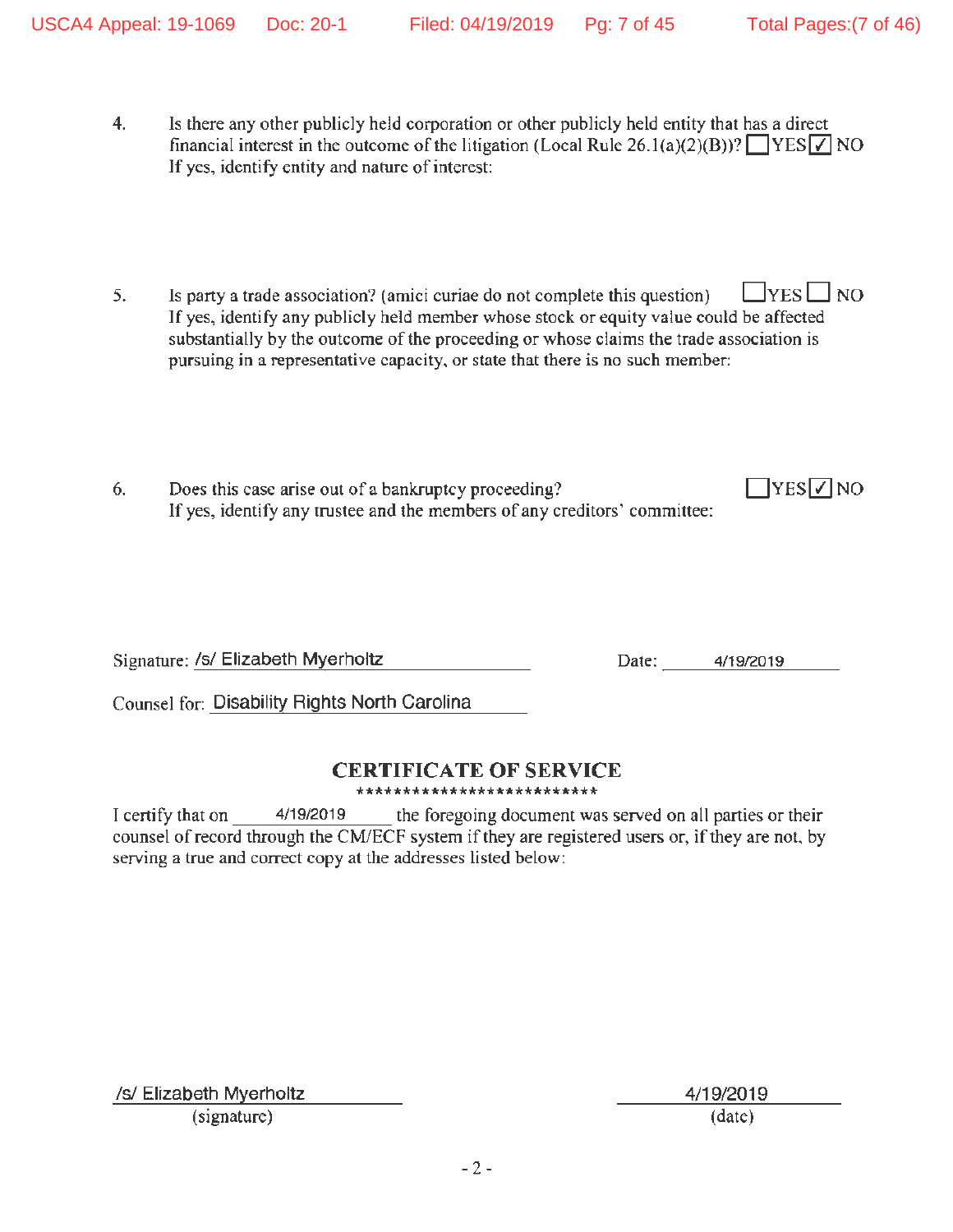4. Is there any other publicly held corporation or other publicly held entity that has a direct financial interest in the outcome of the litigation (Local Rule 26.1(a)(2)(B))? ☐ YES ☑ NO
If yes, identify entity and nature of interest:

5. Is party a trade association? (amici curiae do not complete this question) ☐ YES ☐ NO
If yes, identify any publicly held member whose stock or equity value could be affected substantially by the outcome of the proceeding or whose claims the trade association is pursuing in a representative capacity, or state that there is no such member:

6. Does this case arise out of a bankruptcy proceeding? ☐ YES ☑ NO
If yes, identify any trustee and the members of any creditors' committee:

Signature: /s/ Elizabeth Myerholtz Date: 4/19/2019

Counsel for: Disability Rights North Carolina

## CERTIFICATE OF SERVICE

**************************

I certify that on 4/19/2019 the foregoing document was served on all parties or their counsel of record through the CM/ECF system if they are registered users or, if they are not, by serving a true and correct copy at the addresses listed below:

/s/ Elizabeth Myerholtz
(signature)

4/19/2019
(date)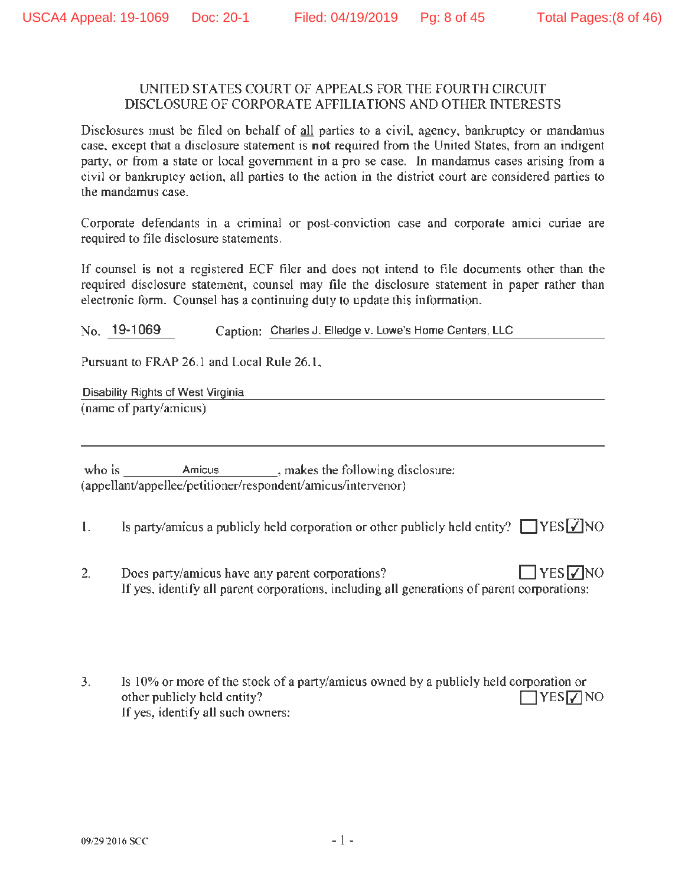# UNITED STATES COURT OF APPEALS FOR THE FOURTH CIRCUIT
## DISCLOSURE OF CORPORATE AFFILIATIONS AND OTHER INTERESTS

Disclosures must be filed on behalf of all parties to a civil, agency, bankruptcy or mandamus case, except that a disclosure statement is **not** required from the United States, from an indigent party, or from a state or local government in a pro se case. In mandamus cases arising from a civil or bankruptcy action, all parties to the action in the district court are considered parties to the mandamus case.

Corporate defendants in a criminal or post-conviction case and corporate amici curiae are required to file disclosure statements.

If counsel is not a registered ECF filer and does not intend to file documents other than the required disclosure statement, counsel may file the disclosure statement in paper rather than electronic form. Counsel has a continuing duty to update this information.

No. 19-1069 Caption: Charles J. Elledge v. Lowe's Home Centers, LLC

Pursuant to FRAP 26.1 and Local Rule 26.1,

Disability Rights of West Virginia
(name of party/amicus)

who is Amicus, makes the following disclosure:
(appellant/appellee/petitioner/respondent/amicus/intervenor)

1. Is party/amicus a publicly held corporation or other publicly held entity? ☐ YES ☑ NO

2. Does party/amicus have any parent corporations? ☐ YES ☑ NO
If yes, identify all parent corporations, including all generations of parent corporations:

3. Is 10% or more of the stock of a party/amicus owned by a publicly held corporation or other publicly held entity? ☐ YES ☑ NO
If yes, identify all such owners:

09/29/2016 SCC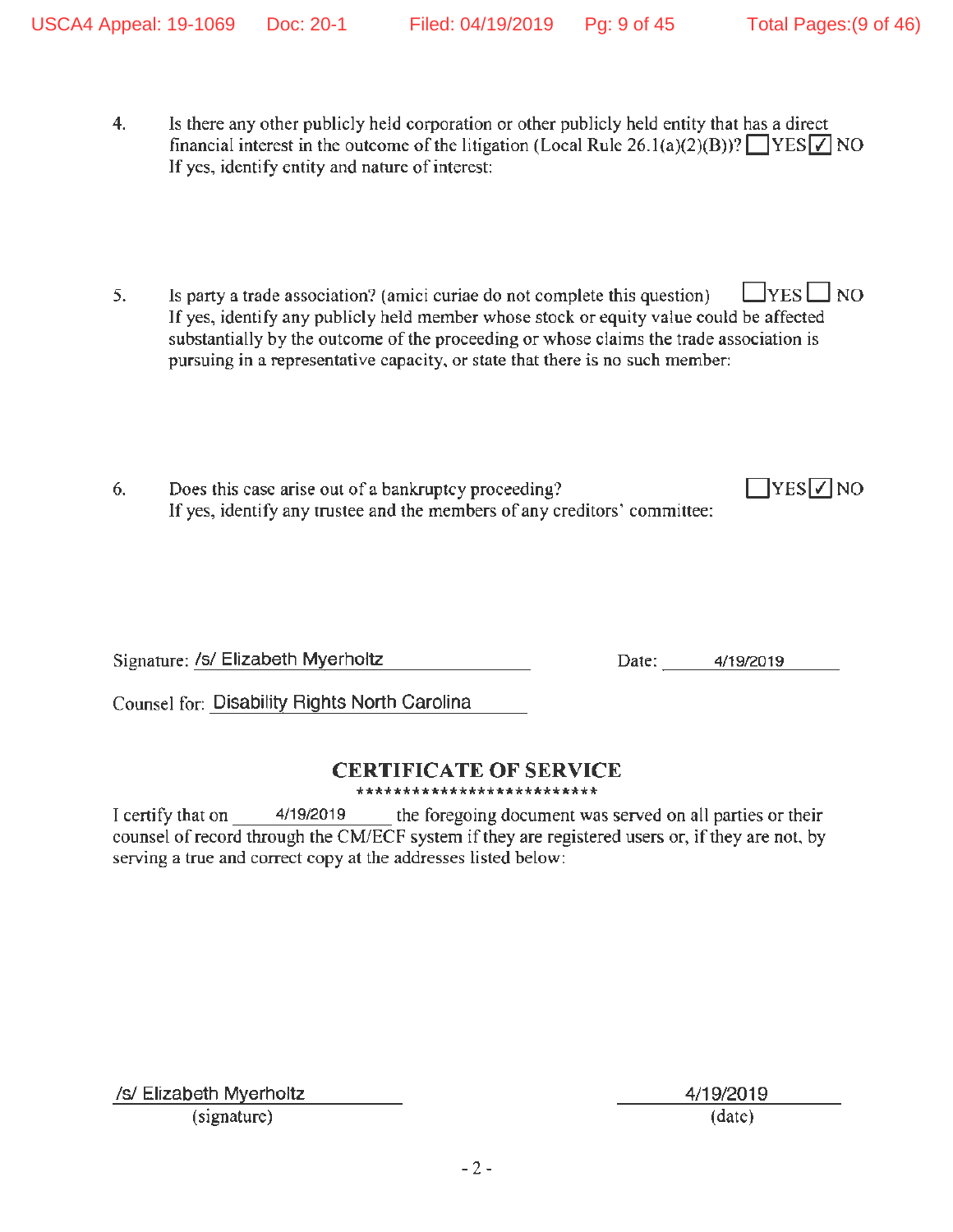4. Is there any other publicly held corporation or other publicly held entity that has a direct financial interest in the outcome of the litigation (Local Rule 26.1(a)(2)(B))? ☐ YES ☑ NO
If yes, identify entity and nature of interest:

5. Is party a trade association? (amici curiae do not complete this question) ☐ YES ☐ NO
If yes, identify any publicly held member whose stock or equity value could be affected substantially by the outcome of the proceeding or whose claims the trade association is pursuing in a representative capacity, or state that there is no such member:

6. Does this case arise out of a bankruptcy proceeding? ☐ YES ☑ NO
If yes, identify any trustee and the members of any creditors' committee:

Signature: /s/ Elizabeth Myerholtz Date: 4/19/2019

Counsel for: Disability Rights North Carolina

## CERTIFICATE OF SERVICE

**************************

I certify that on 4/19/2019 the foregoing document was served on all parties or their counsel of record through the CM/ECF system if they are registered users or, if they are not, by serving a true and correct copy at the addresses listed below:

/s/ Elizabeth Myerholtz
(signature)

4/19/2019
(date)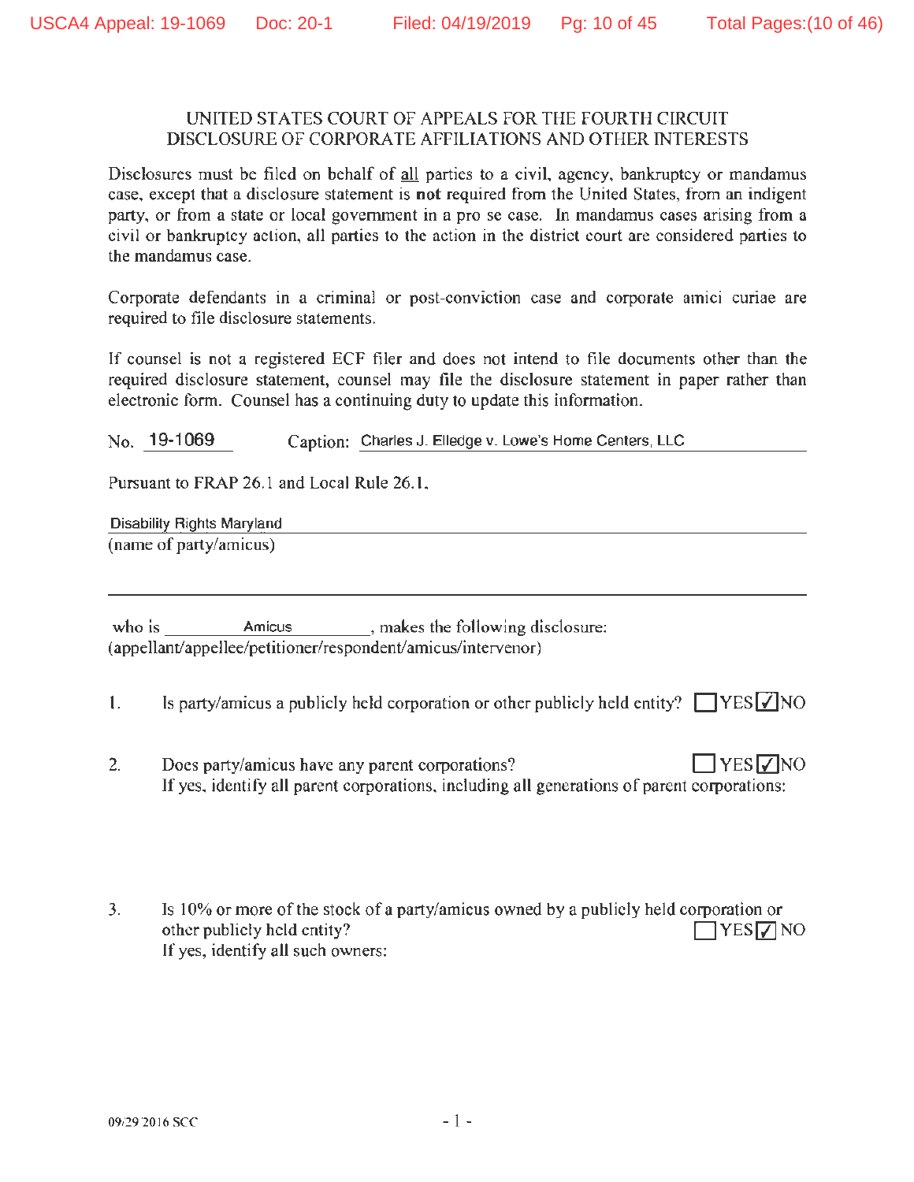# UNITED STATES COURT OF APPEALS FOR THE FOURTH CIRCUIT
## DISCLOSURE OF CORPORATE AFFILIATIONS AND OTHER INTERESTS

Disclosures must be filed on behalf of all parties to a civil, agency, bankruptcy or mandamus case, except that a disclosure statement is **not** required from the United States, from an indigent party, or from a state or local government in a pro se case. In mandamus cases arising from a civil or bankruptcy action, all parties to the action in the district court are considered parties to the mandamus case.

Corporate defendants in a criminal or post-conviction case and corporate amici curiae are required to file disclosure statements.

If counsel is not a registered ECF filer and does not intend to file documents other than the required disclosure statement, counsel may file the disclosure statement in paper rather than electronic form. Counsel has a continuing duty to update this information.

No. 19-1069 Caption: Charles J. Elledge v. Lowe's Home Centers, LLC

Pursuant to FRAP 26.1 and Local Rule 26.1,

Disability Rights Maryland
(name of party/amicus)

who is Amicus, makes the following disclosure:
(appellant/appellee/petitioner/respondent/amicus/intervenor)

1. Is party/amicus a publicly held corporation or other publicly held entity? ☐ YES ☑ NO

2. Does party/amicus have any parent corporations? ☐ YES ☑ NO
If yes, identify all parent corporations, including all generations of parent corporations:

3. Is 10% or more of the stock of a party/amicus owned by a publicly held corporation or other publicly held entity? ☐ YES ☑ NO
If yes, identify all such owners:

09/29/2016 SCC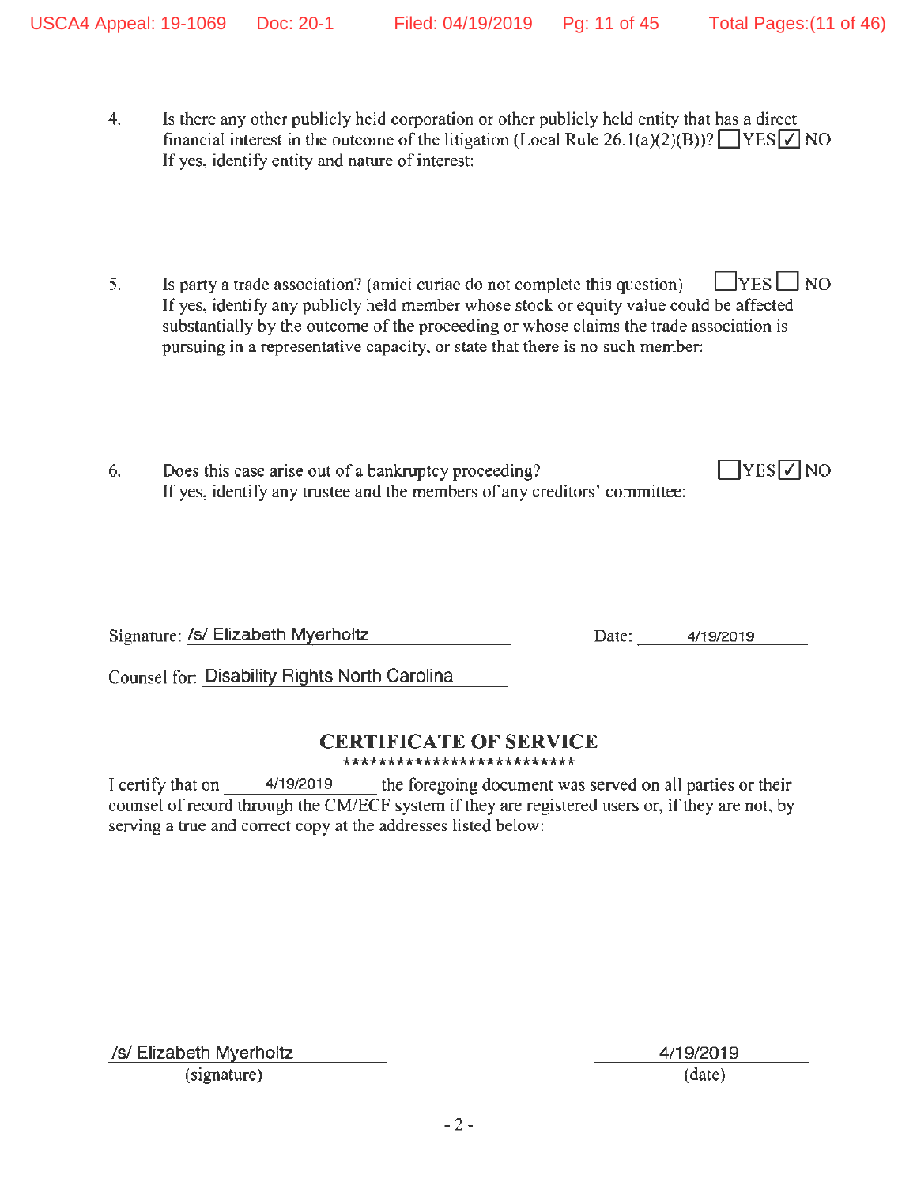4. Is there any other publicly held corporation or other publicly held entity that has a direct financial interest in the outcome of the litigation (Local Rule 26.1(a)(2)(B))? ☐YES ☑ NO
If yes, identify entity and nature of interest:

5. Is party a trade association? (amici curiae do not complete this question) ☐YES ☐ NO
If yes, identify any publicly held member whose stock or equity value could be affected substantially by the outcome of the proceeding or whose claims the trade association is pursuing in a representative capacity, or state that there is no such member:

6. Does this case arise out of a bankruptcy proceeding? ☐YES ☑ NO
If yes, identify any trustee and the members of any creditors' committee:

Signature: /s/ Elizabeth Myerholtz Date: 4/19/2019

Counsel for: Disability Rights North Carolina

## CERTIFICATE OF SERVICE

**************************

I certify that on 4/19/2019 the foregoing document was served on all parties or their counsel of record through the CM/ECF system if they are registered users or, if they are not, by serving a true and correct copy at the addresses listed below:

/s/ Elizabeth Myerholtz
(signature)

4/19/2019
(date)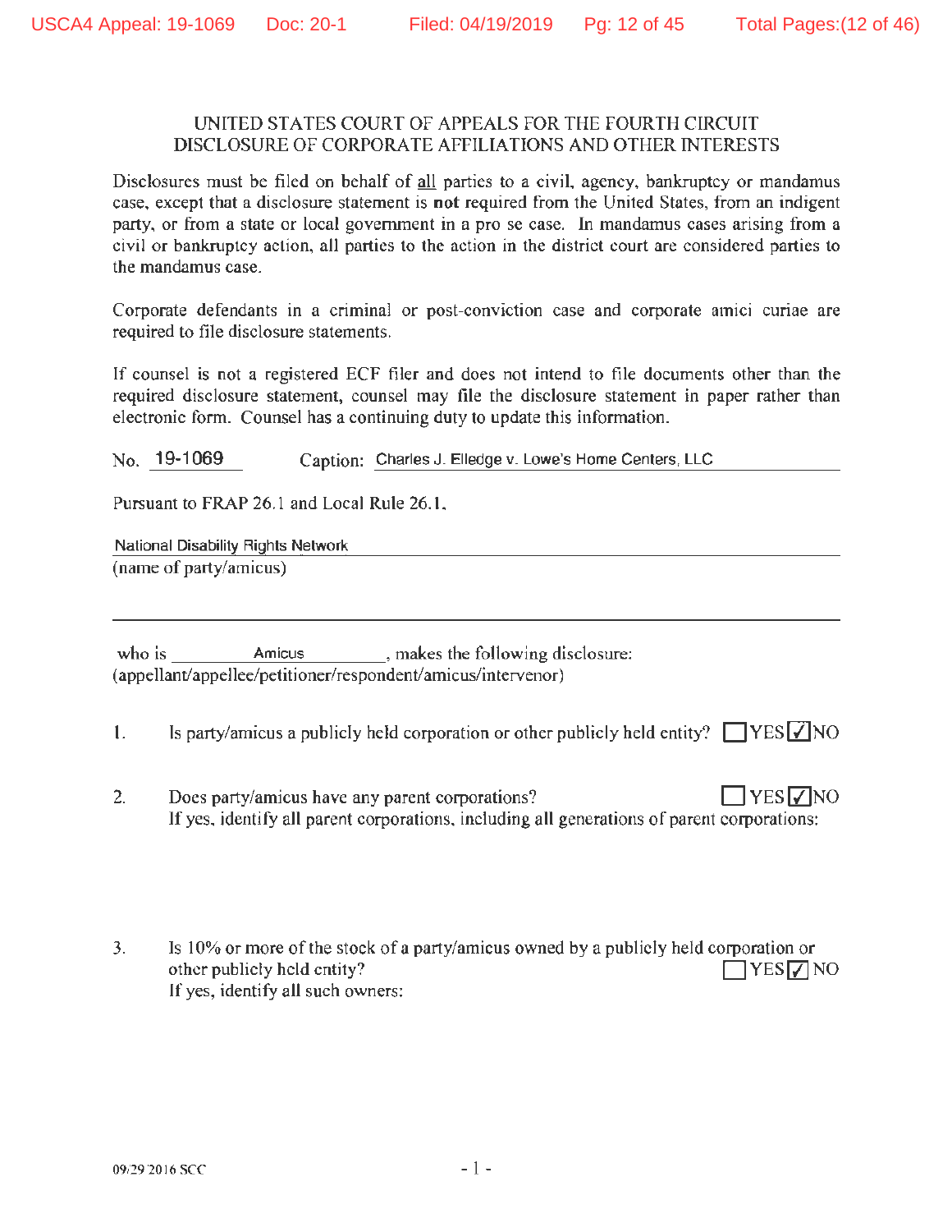# UNITED STATES COURT OF APPEALS FOR THE FOURTH CIRCUIT
## DISCLOSURE OF CORPORATE AFFILIATIONS AND OTHER INTERESTS

Disclosures must be filed on behalf of all parties to a civil, agency, bankruptcy or mandamus case, except that a disclosure statement is **not** required from the United States, from an indigent party, or from a state or local government in a pro se case. In mandamus cases arising from a civil or bankruptcy action, all parties to the action in the district court are considered parties to the mandamus case.

Corporate defendants in a criminal or post-conviction case and corporate amici curiae are required to file disclosure statements.

If counsel is not a registered ECF filer and does not intend to file documents other than the required disclosure statement, counsel may file the disclosure statement in paper rather than electronic form. Counsel has a continuing duty to update this information.

No. 19-1069 Caption: Charles J. Elledge v. Lowe's Home Centers, LLC

Pursuant to FRAP 26.1 and Local Rule 26.1,

National Disability Rights Network
(name of party/amicus)

who is Amicus, makes the following disclosure:
(appellant/appellee/petitioner/respondent/amicus/intervenor)

1. Is party/amicus a publicly held corporation or other publicly held entity? ☐ YES ☑ NO

2. Does party/amicus have any parent corporations? ☐ YES ☑ NO
If yes, identify all parent corporations, including all generations of parent corporations:

3. Is 10% or more of the stock of a party/amicus owned by a publicly held corporation or other publicly held entity? ☐ YES ☑ NO
If yes, identify all such owners:

09/29/2016 SCC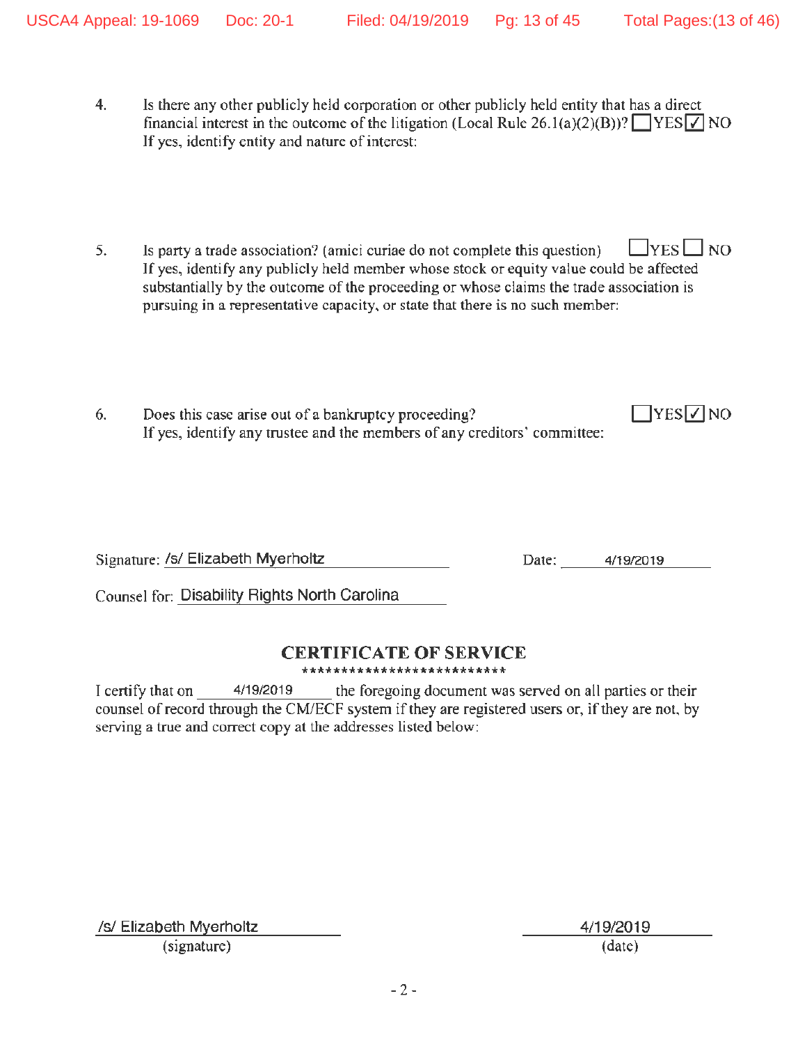4. Is there any other publicly held corporation or other publicly held entity that has a direct financial interest in the outcome of the litigation (Local Rule 26.1(a)(2)(B))? ☐YES ☑ NO
   If yes, identify entity and nature of interest:

5. Is party a trade association? (amici curiae do not complete this question) ☐YES ☐ NO
   If yes, identify any publicly held member whose stock or equity value could be affected substantially by the outcome of the proceeding or whose claims the trade association is pursuing in a representative capacity, or state that there is no such member:

6. Does this case arise out of a bankruptcy proceeding? ☐YES ☑ NO
   If yes, identify any trustee and the members of any creditors' committee:

Signature: /s/ Elizabeth Myerholtz Date: 4/19/2019

Counsel for: Disability Rights North Carolina

## CERTIFICATE OF SERVICE

**************************

I certify that on 4/19/2019 the foregoing document was served on all parties or their counsel of record through the CM/ECF system if they are registered users or, if they are not, by serving a true and correct copy at the addresses listed below:

/s/ Elizabeth Myerholtz
(signature)

4/19/2019
(date)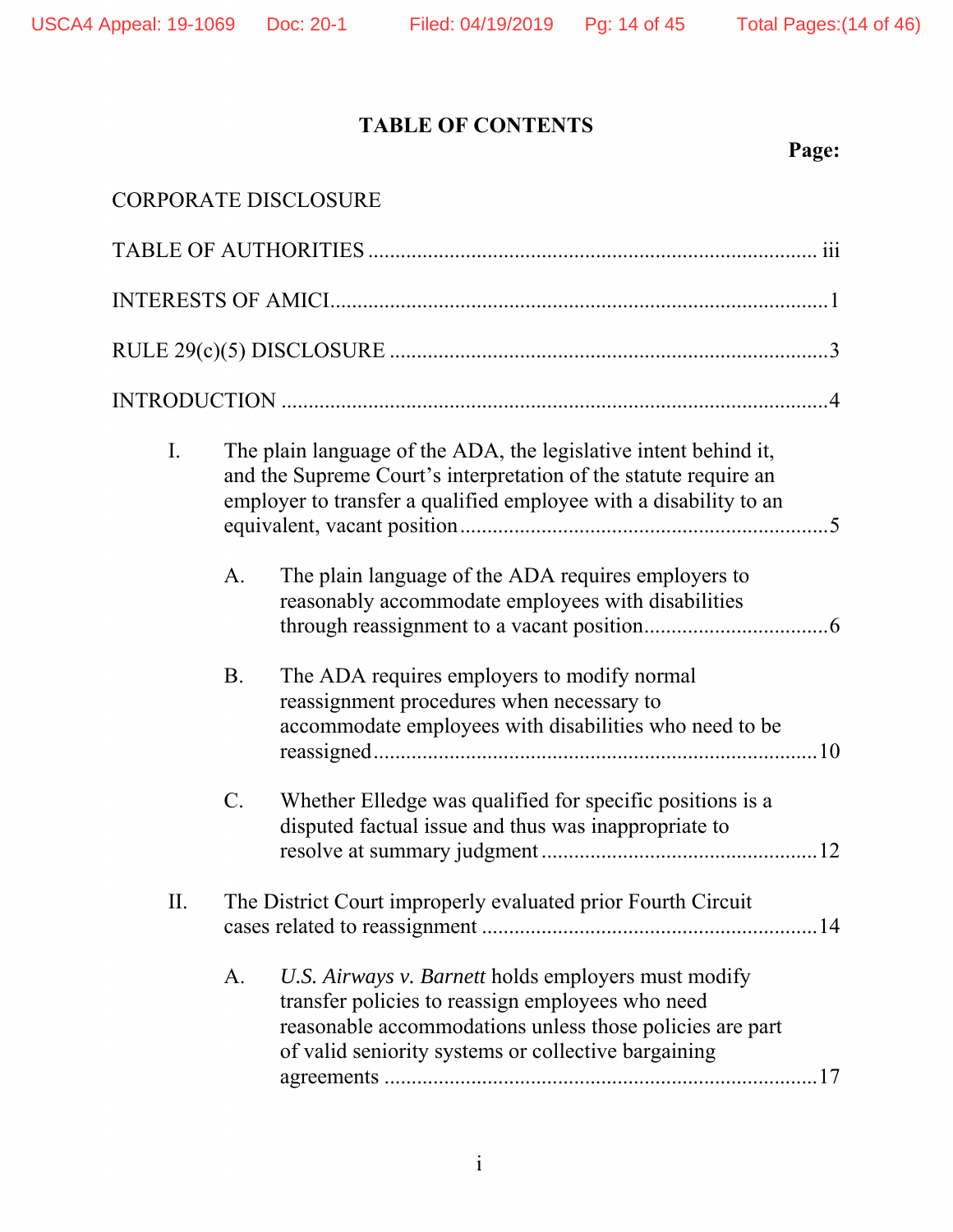## TABLE OF CONTENTS

**Page:**

CORPORATE DISCLOSURE

TABLE OF AUTHORITIES ........................................................................ iii

INTERESTS OF AMICI...............................................................................1

RULE 29(c)(5) DISCLOSURE ....................................................................3

INTRODUCTION .........................................................................................4

I. The plain language of the ADA, the legislative intent behind it, and the Supreme Court's interpretation of the statute require an employer to transfer a qualified employee with a disability to an equivalent, vacant position ....................................................................5

   A. The plain language of the ADA requires employers to reasonably accommodate employees with disabilities through reassignment to a vacant position.................................6

   B. The ADA requires employers to modify normal reassignment procedures when necessary to accommodate employees with disabilities who need to be reassigned..................................................................................10

   C. Whether Elledge was qualified for specific positions is a disputed factual issue and thus was inappropriate to resolve at summary judgment ..................................................12

II. The District Court improperly evaluated prior Fourth Circuit cases related to reassignment ............................................................14

   A. *U.S. Airways v. Barnett* holds employers must modify transfer policies to reassign employees who need reasonable accommodations unless those policies are part of valid seniority systems or collective bargaining agreements ...............................................................................17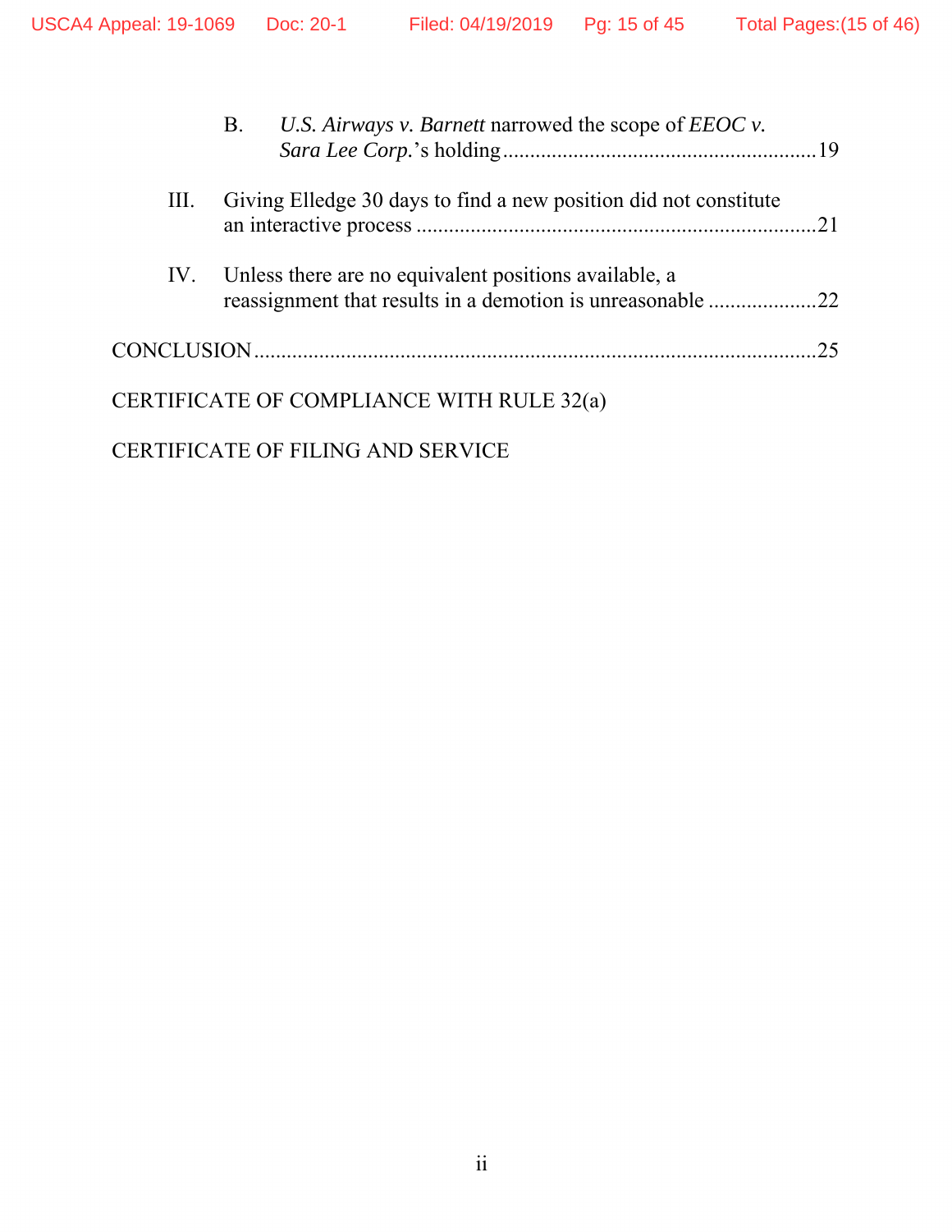B. *U.S. Airways v. Barnett* narrowed the scope of *EEOC v. Sara Lee Corp.*'s holding ........................................................ 19

III. Giving Elledge 30 days to find a new position did not constitute an interactive process ........................................................................ 21

IV. Unless there are no equivalent positions available, a reassignment that results in a demotion is unreasonable .................... 22

CONCLUSION ........................................................................................................ 25

CERTIFICATE OF COMPLIANCE WITH RULE 32(a)

CERTIFICATE OF FILING AND SERVICE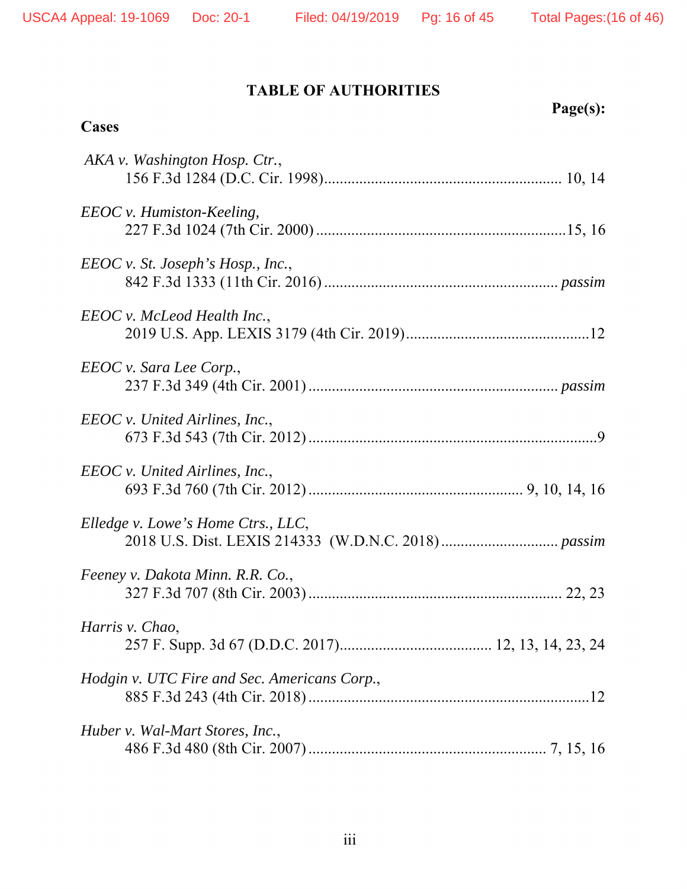# TABLE OF AUTHORITIES

**Cases** **Page(s):**

*AKA v. Washington Hosp. Ctr.*,
156 F.3d 1284 (D.C. Cir. 1998) ........................................................... 10, 14

*EEOC v. Humiston-Keeling,*
227 F.3d 1024 (7th Cir. 2000) ..............................................................15, 16

*EEOC v. St. Joseph's Hosp., Inc.*,
842 F.3d 1333 (11th Cir. 2016) .......................................................... *passim*

*EEOC v. McLeod Health Inc.*,
2019 U.S. App. LEXIS 3179 (4th Cir. 2019) ...............................................12

*EEOC v. Sara Lee Corp.*,
237 F.3d 349 (4th Cir. 2001) ............................................................... *passim*

*EEOC v. United Airlines, Inc.*,
673 F.3d 543 (7th Cir. 2012) ........................................................................9

*EEOC v. United Airlines, Inc.*,
693 F.3d 760 (7th Cir. 2012) ...................................................... 9, 10, 14, 16

*Elledge v. Lowe's Home Ctrs., LLC*,
2018 U.S. Dist. LEXIS 214333 (W.D.N.C. 2018) ............................. *passim*

*Feeney v. Dakota Minn. R.R. Co.*,
327 F.3d 707 (8th Cir. 2003) ................................................................ 22, 23

*Harris v. Chao*,
257 F. Supp. 3d 67 (D.D.C. 2017) ...................................... 12, 13, 14, 23, 24

*Hodgin v. UTC Fire and Sec. Americans Corp.*,
885 F.3d 243 (4th Cir. 2018) .......................................................................12

*Huber v. Wal-Mart Stores, Inc.*,
486 F.3d 480 (8th Cir. 2007) ........................................................... 7, 15, 16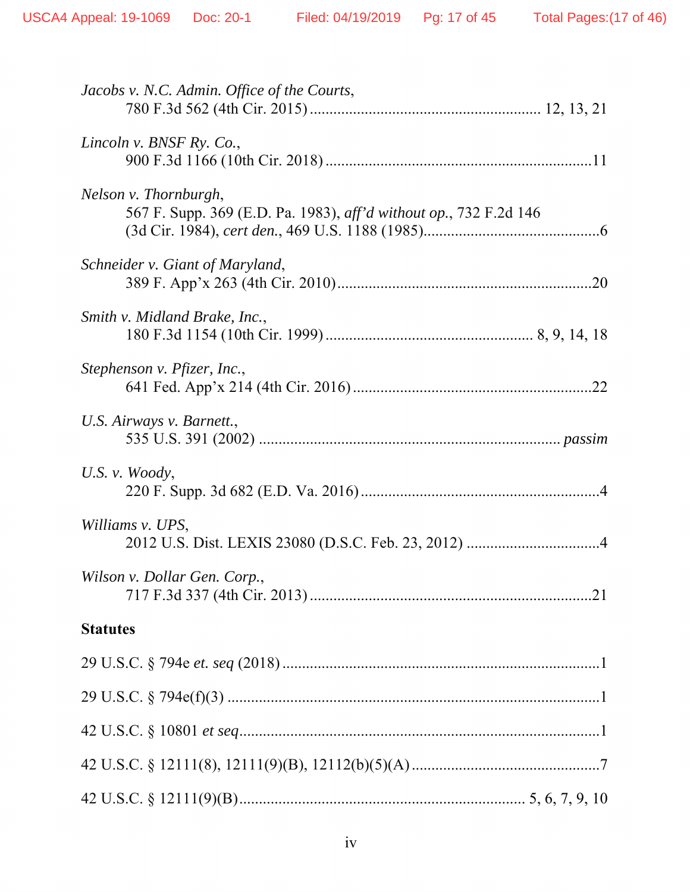*Jacobs v. N.C. Admin. Office of the Courts*,
780 F.3d 562 (4th Cir. 2015) .......................................................... 12, 13, 21

*Lincoln v. BNSF Ry. Co.*,
900 F.3d 1166 (10th Cir. 2018) ....................................................................11

*Nelson v. Thornburgh*,
567 F. Supp. 369 (E.D. Pa. 1983), *aff'd without op.*, 732 F.2d 146 (3d Cir. 1984), *cert den.*, 469 U.S. 1188 (1985).............................................6

*Schneider v. Giant of Maryland*,
389 F. App'x 263 (4th Cir. 2010).................................................................20

*Smith v. Midland Brake, Inc.*,
180 F.3d 1154 (10th Cir. 1999) .................................................... 8, 9, 14, 18

*Stephenson v. Pfizer, Inc.*,
641 Fed. App'x 214 (4th Cir. 2016).............................................................22

*U.S. Airways v. Barnett.*,
535 U.S. 391 (2002) ........................................................................... *passim*

*U.S. v. Woody*,
220 F. Supp. 3d 682 (E.D. Va. 2016)............................................................4

*Williams v. UPS*,
2012 U.S. Dist. LEXIS 23080 (D.S.C. Feb. 23, 2012) .................................4

*Wilson v. Dollar Gen. Corp.*,
717 F.3d 337 (4th Cir. 2013).......................................................................21

**Statutes**

29 U.S.C. § 794e *et. seq* (2018) ................................................................................1

29 U.S.C. § 794e(f)(3) .............................................................................................1

42 U.S.C. § 10801 *et seq*...........................................................................................1

42 U.S.C. § 12111(8), 12111(9)(B), 12112(b)(5)(A) ................................................7

42 U.S.C. § 12111(9)(B)........................................................................ 5, 6, 7, 9, 10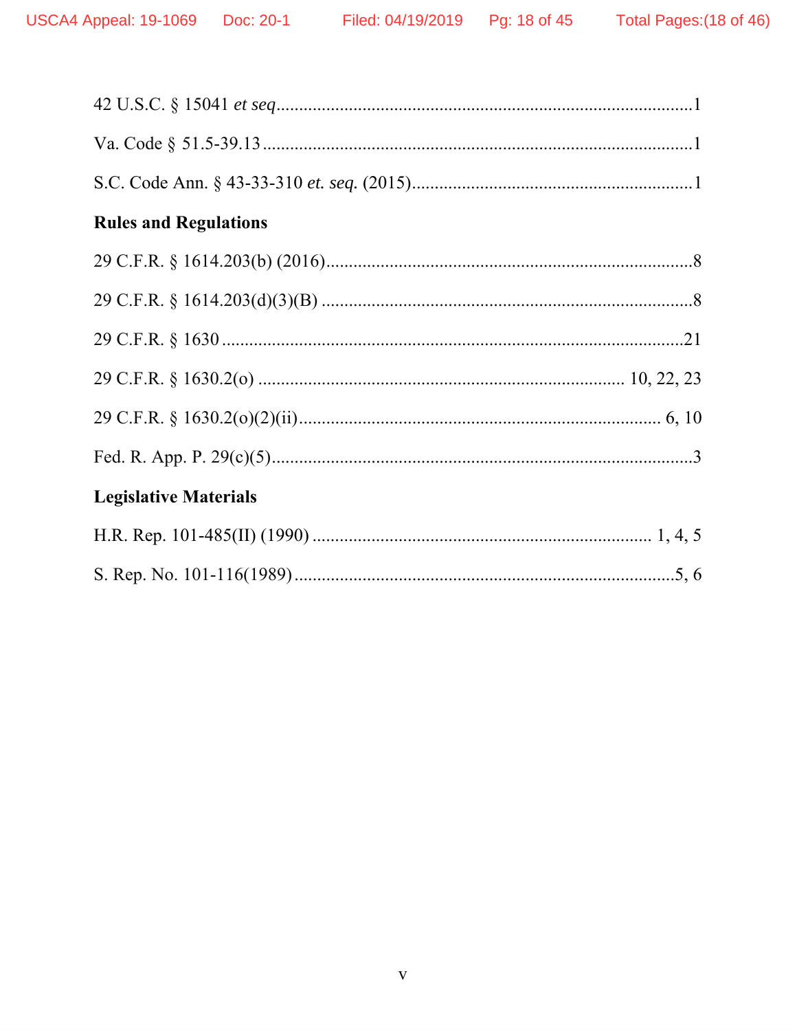42 U.S.C. § 15041 *et seq*..........................................................................................1

Va. Code § 51.5-39.13 ..............................................................................................1

S.C. Code Ann. § 43-33-310 *et. seq.* (2015)............................................................1

**Rules and Regulations**

29 C.F.R. § 1614.203(b) (2016)...............................................................................8

29 C.F.R. § 1614.203(d)(3)(B) ................................................................................8

29 C.F.R. § 1630 .....................................................................................................21

29 C.F.R. § 1630.2(o) .............................................................................. 10, 22, 23

29 C.F.R. § 1630.2(o)(2)(ii)................................................................................ 6, 10

Fed. R. App. P. 29(c)(5)............................................................................................3

**Legislative Materials**

H.R. Rep. 101-485(II) (1990) ......................................................................... 1, 4, 5

S. Rep. No. 101-116(1989) ...................................................................................5, 6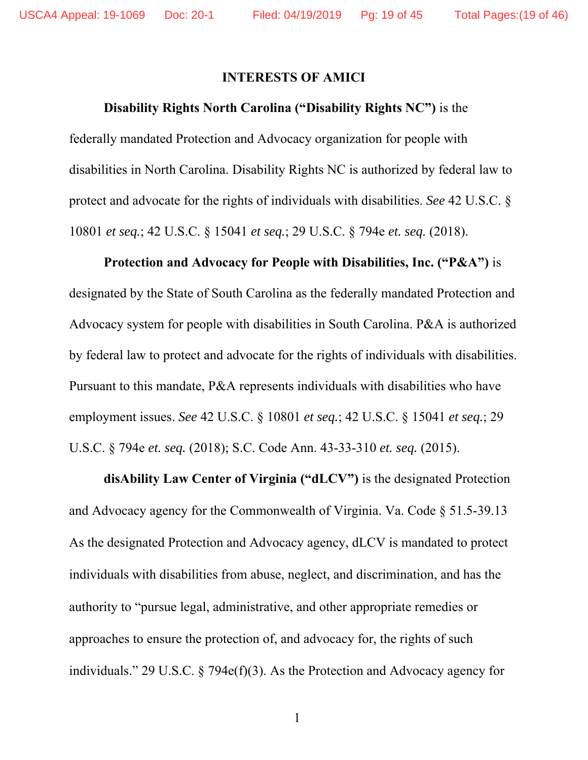## INTERESTS OF AMICI

**Disability Rights North Carolina ("Disability Rights NC")** is the federally mandated Protection and Advocacy organization for people with disabilities in North Carolina. Disability Rights NC is authorized by federal law to protect and advocate for the rights of individuals with disabilities. *See* 42 U.S.C. § 10801 *et seq.*; 42 U.S.C. § 15041 *et seq.*; 29 U.S.C. § 794e *et. seq.* (2018).

**Protection and Advocacy for People with Disabilities, Inc. ("P&A")** is designated by the State of South Carolina as the federally mandated Protection and Advocacy system for people with disabilities in South Carolina. P&A is authorized by federal law to protect and advocate for the rights of individuals with disabilities. Pursuant to this mandate, P&A represents individuals with disabilities who have employment issues. *See* 42 U.S.C. § 10801 *et seq.*; 42 U.S.C. § 15041 *et seq.*; 29 U.S.C. § 794e *et. seq.* (2018); S.C. Code Ann. 43-33-310 *et. seq.* (2015).

**disAbility Law Center of Virginia ("dLCV")** is the designated Protection and Advocacy agency for the Commonwealth of Virginia. Va. Code § 51.5-39.13 As the designated Protection and Advocacy agency, dLCV is mandated to protect individuals with disabilities from abuse, neglect, and discrimination, and has the authority to "pursue legal, administrative, and other appropriate remedies or approaches to ensure the protection of, and advocacy for, the rights of such individuals." 29 U.S.C. § 794e(f)(3). As the Protection and Advocacy agency for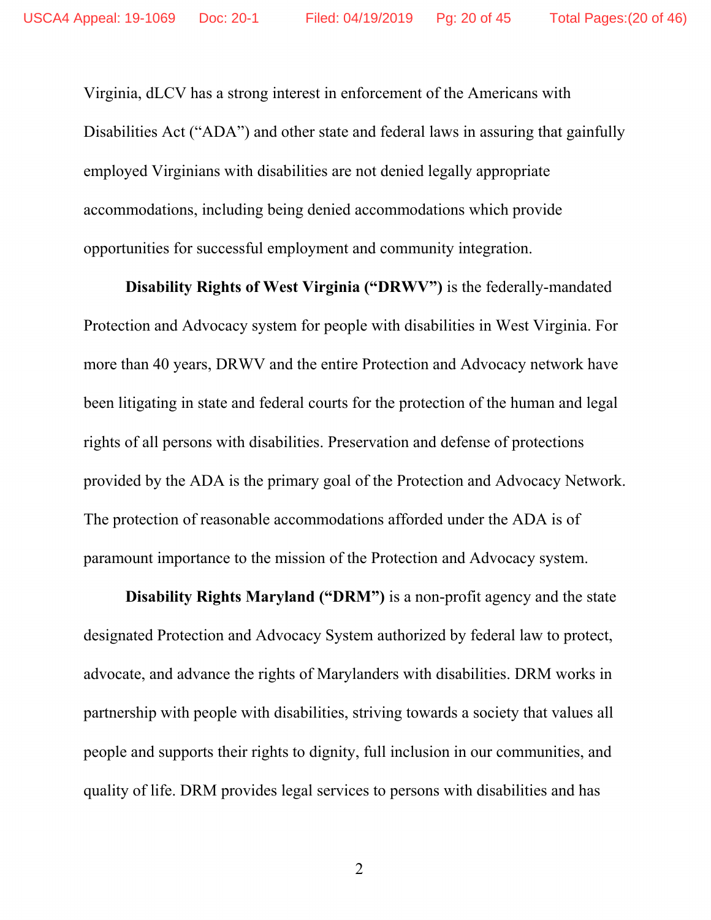Virginia, dLCV has a strong interest in enforcement of the Americans with Disabilities Act ("ADA") and other state and federal laws in assuring that gainfully employed Virginians with disabilities are not denied legally appropriate accommodations, including being denied accommodations which provide opportunities for successful employment and community integration.

**Disability Rights of West Virginia ("DRWV")** is the federally-mandated Protection and Advocacy system for people with disabilities in West Virginia. For more than 40 years, DRWV and the entire Protection and Advocacy network have been litigating in state and federal courts for the protection of the human and legal rights of all persons with disabilities. Preservation and defense of protections provided by the ADA is the primary goal of the Protection and Advocacy Network. The protection of reasonable accommodations afforded under the ADA is of paramount importance to the mission of the Protection and Advocacy system.

**Disability Rights Maryland ("DRM")** is a non-profit agency and the state designated Protection and Advocacy System authorized by federal law to protect, advocate, and advance the rights of Marylanders with disabilities. DRM works in partnership with people with disabilities, striving towards a society that values all people and supports their rights to dignity, full inclusion in our communities, and quality of life. DRM provides legal services to persons with disabilities and has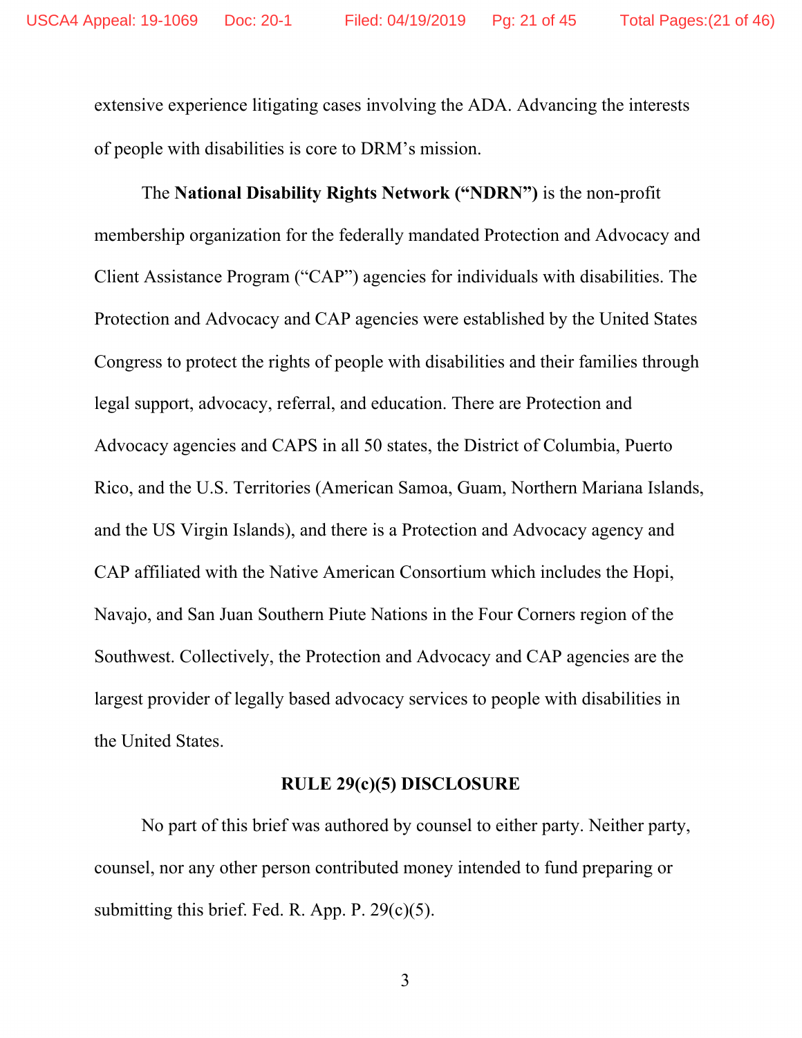extensive experience litigating cases involving the ADA. Advancing the interests of people with disabilities is core to DRM's mission.

The **National Disability Rights Network ("NDRN")** is the non-profit membership organization for the federally mandated Protection and Advocacy and Client Assistance Program ("CAP") agencies for individuals with disabilities. The Protection and Advocacy and CAP agencies were established by the United States Congress to protect the rights of people with disabilities and their families through legal support, advocacy, referral, and education. There are Protection and Advocacy agencies and CAPS in all 50 states, the District of Columbia, Puerto Rico, and the U.S. Territories (American Samoa, Guam, Northern Mariana Islands, and the US Virgin Islands), and there is a Protection and Advocacy agency and CAP affiliated with the Native American Consortium which includes the Hopi, Navajo, and San Juan Southern Piute Nations in the Four Corners region of the Southwest. Collectively, the Protection and Advocacy and CAP agencies are the largest provider of legally based advocacy services to people with disabilities in the United States.

**RULE 29(c)(5) DISCLOSURE**

No part of this brief was authored by counsel to either party. Neither party, counsel, nor any other person contributed money intended to fund preparing or submitting this brief. Fed. R. App. P. 29(c)(5).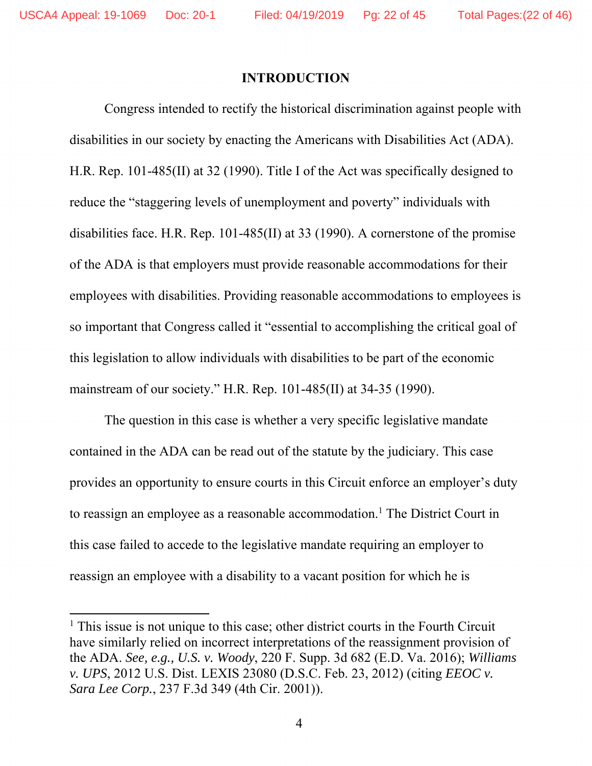# INTRODUCTION

Congress intended to rectify the historical discrimination against people with disabilities in our society by enacting the Americans with Disabilities Act (ADA). H.R. Rep. 101-485(II) at 32 (1990). Title I of the Act was specifically designed to reduce the "staggering levels of unemployment and poverty" individuals with disabilities face. H.R. Rep. 101-485(II) at 33 (1990). A cornerstone of the promise of the ADA is that employers must provide reasonable accommodations for their employees with disabilities. Providing reasonable accommodations to employees is so important that Congress called it "essential to accomplishing the critical goal of this legislation to allow individuals with disabilities to be part of the economic mainstream of our society." H.R. Rep. 101-485(II) at 34-35 (1990).

The question in this case is whether a very specific legislative mandate contained in the ADA can be read out of the statute by the judiciary. This case provides an opportunity to ensure courts in this Circuit enforce an employer's duty to reassign an employee as a reasonable accommodation.[1] The District Court in this case failed to accede to the legislative mandate requiring an employer to reassign an employee with a disability to a vacant position for which he is

---

[1] This issue is not unique to this case; other district courts in the Fourth Circuit have similarly relied on incorrect interpretations of the reassignment provision of the ADA. *See, e.g., U.S. v. Woody*, 220 F. Supp. 3d 682 (E.D. Va. 2016); *Williams v. UPS*, 2012 U.S. Dist. LEXIS 23080 (D.S.C. Feb. 23, 2012) (citing *EEOC v. Sara Lee Corp.*, 237 F.3d 349 (4th Cir. 2001)).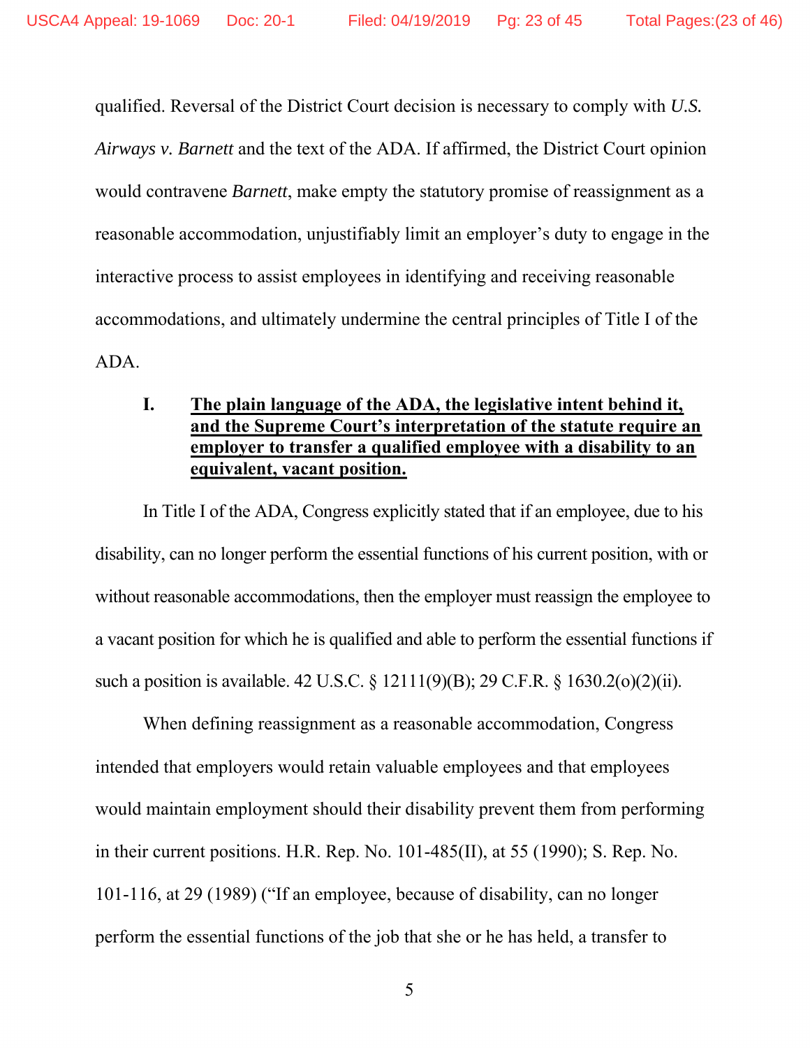qualified. Reversal of the District Court decision is necessary to comply with *U.S. Airways v. Barnett* and the text of the ADA. If affirmed, the District Court opinion would contravene *Barnett*, make empty the statutory promise of reassignment as a reasonable accommodation, unjustifiably limit an employer's duty to engage in the interactive process to assist employees in identifying and receiving reasonable accommodations, and ultimately undermine the central principles of Title I of the ADA.

## I. The plain language of the ADA, the legislative intent behind it, and the Supreme Court's interpretation of the statute require an employer to transfer a qualified employee with a disability to an equivalent, vacant position.

In Title I of the ADA, Congress explicitly stated that if an employee, due to his disability, can no longer perform the essential functions of his current position, with or without reasonable accommodations, then the employer must reassign the employee to a vacant position for which he is qualified and able to perform the essential functions if such a position is available. 42 U.S.C. § 12111(9)(B); 29 C.F.R. § 1630.2(o)(2)(ii).

When defining reassignment as a reasonable accommodation, Congress intended that employers would retain valuable employees and that employees would maintain employment should their disability prevent them from performing in their current positions. H.R. Rep. No. 101-485(II), at 55 (1990); S. Rep. No. 101-116, at 29 (1989) ("If an employee, because of disability, can no longer perform the essential functions of the job that she or he has held, a transfer to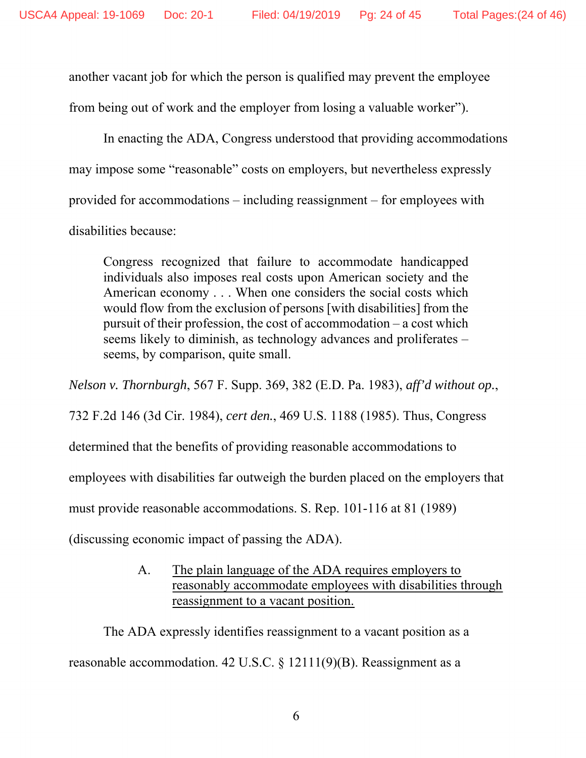another vacant job for which the person is qualified may prevent the employee from being out of work and the employer from losing a valuable worker").

In enacting the ADA, Congress understood that providing accommodations may impose some "reasonable" costs on employers, but nevertheless expressly provided for accommodations – including reassignment – for employees with disabilities because:

> Congress recognized that failure to accommodate handicapped individuals also imposes real costs upon American society and the American economy . . . When one considers the social costs which would flow from the exclusion of persons [with disabilities] from the pursuit of their profession, the cost of accommodation – a cost which seems likely to diminish, as technology advances and proliferates – seems, by comparison, quite small.

*Nelson v. Thornburgh*, 567 F. Supp. 369, 382 (E.D. Pa. 1983), *aff'd without op.*, 732 F.2d 146 (3d Cir. 1984), *cert den.*, 469 U.S. 1188 (1985). Thus, Congress determined that the benefits of providing reasonable accommodations to employees with disabilities far outweigh the burden placed on the employers that must provide reasonable accommodations. S. Rep. 101-116 at 81 (1989) (discussing economic impact of passing the ADA).

### A. <u>The plain language of the ADA requires employers to reasonably accommodate employees with disabilities through reassignment to a vacant position.</u>

The ADA expressly identifies reassignment to a vacant position as a reasonable accommodation. 42 U.S.C. § 12111(9)(B). Reassignment as a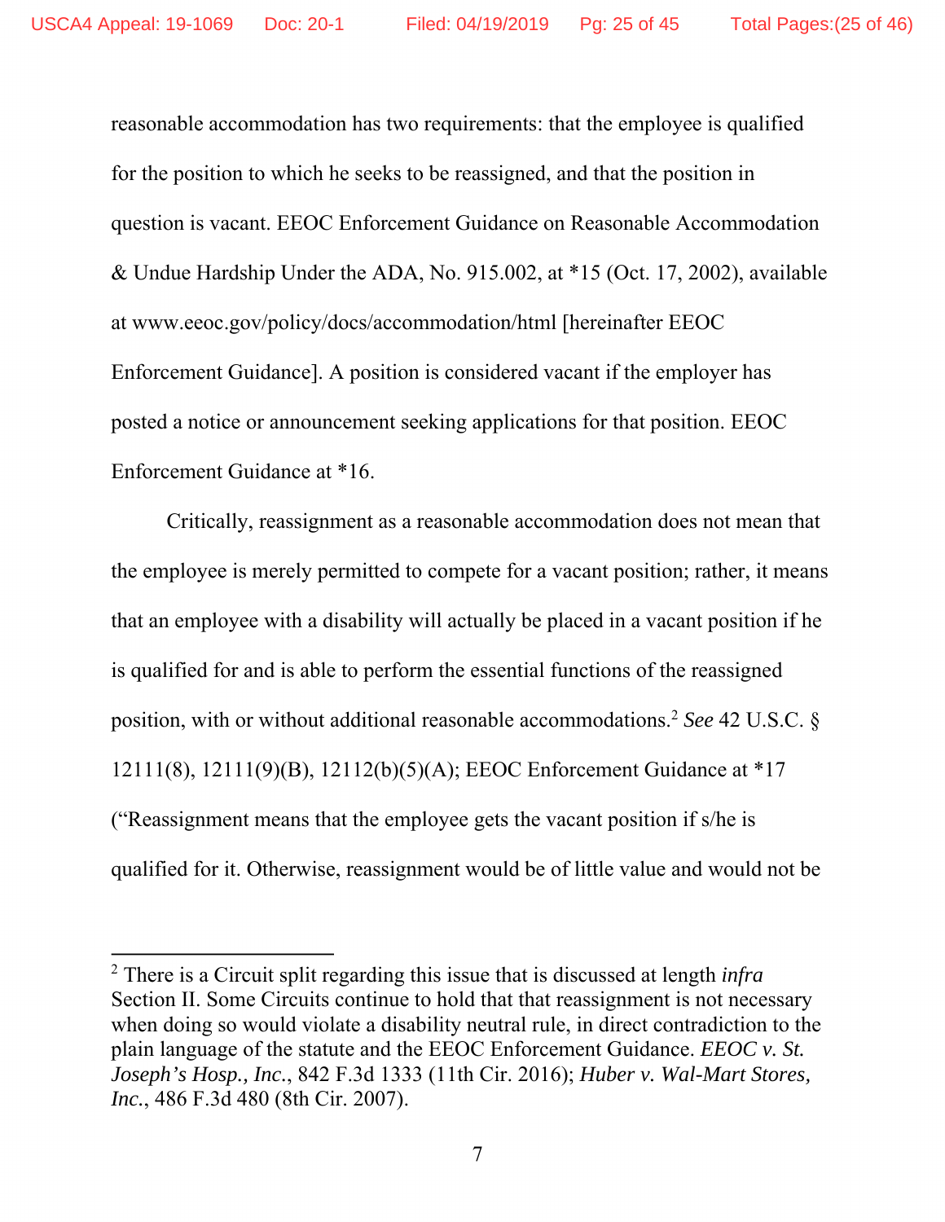reasonable accommodation has two requirements: that the employee is qualified for the position to which he seeks to be reassigned, and that the position in question is vacant. EEOC Enforcement Guidance on Reasonable Accommodation & Undue Hardship Under the ADA, No. 915.002, at *15 (Oct. 17, 2002), available at www.eeoc.gov/policy/docs/accommodation/html [hereinafter EEOC Enforcement Guidance]. A position is considered vacant if the employer has posted a notice or announcement seeking applications for that position. EEOC Enforcement Guidance at *16.

Critically, reassignment as a reasonable accommodation does not mean that the employee is merely permitted to compete for a vacant position; rather, it means that an employee with a disability will actually be placed in a vacant position if he is qualified for and is able to perform the essential functions of the reassigned position, with or without additional reasonable accommodations.[2] *See* 42 U.S.C. § 12111(8), 12111(9)(B), 12112(b)(5)(A); EEOC Enforcement Guidance at *17 ("Reassignment means that the employee gets the vacant position if s/he is qualified for it. Otherwise, reassignment would be of little value and would not be

---

[2] There is a Circuit split regarding this issue that is discussed at length *infra* Section II. Some Circuits continue to hold that that reassignment is not necessary when doing so would violate a disability neutral rule, in direct contradiction to the plain language of the statute and the EEOC Enforcement Guidance. *EEOC v. St. Joseph's Hosp., Inc.*, 842 F.3d 1333 (11th Cir. 2016); *Huber v. Wal-Mart Stores, Inc.*, 486 F.3d 480 (8th Cir. 2007).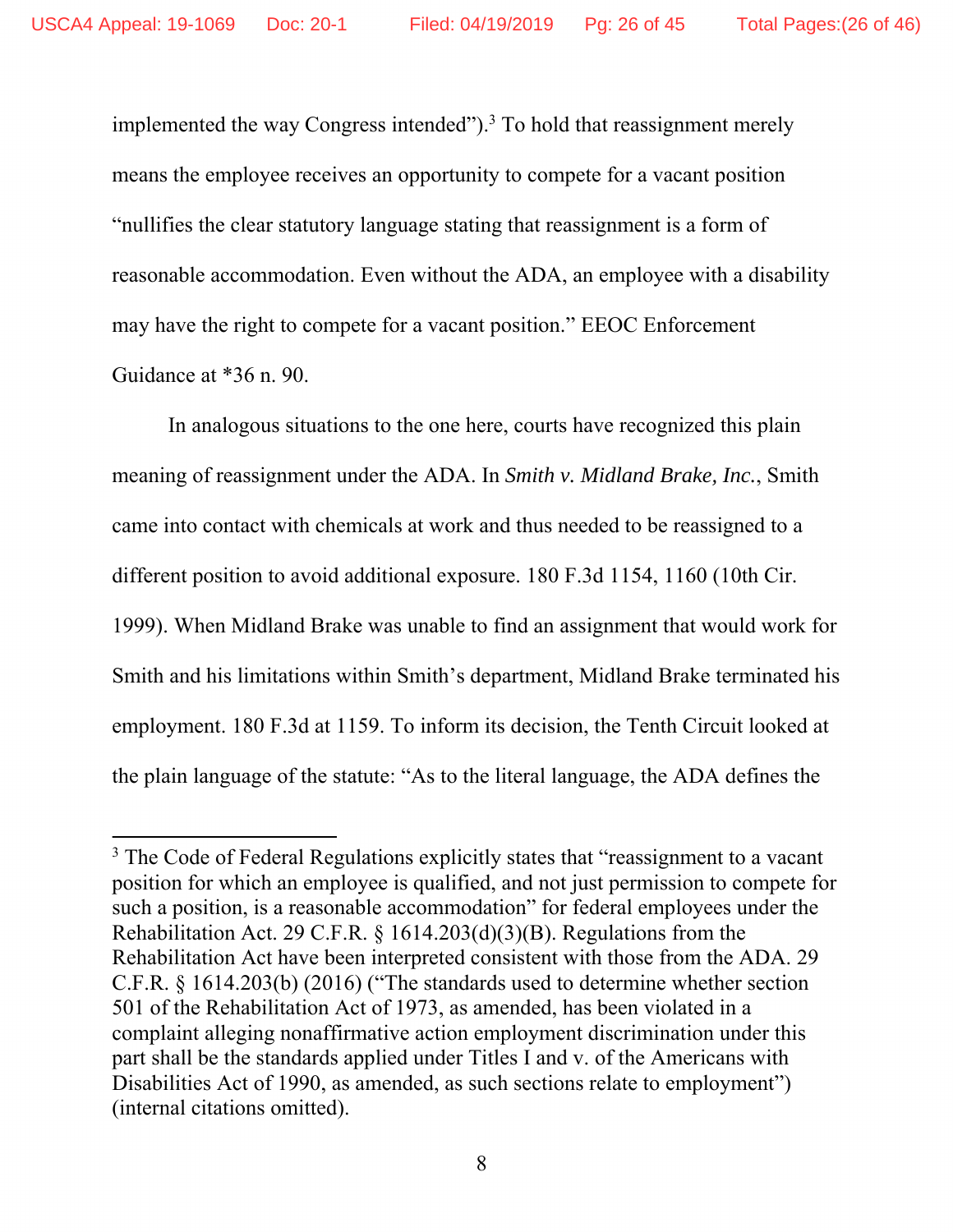implemented the way Congress intended").[3] To hold that reassignment merely means the employee receives an opportunity to compete for a vacant position "nullifies the clear statutory language stating that reassignment is a form of reasonable accommodation. Even without the ADA, an employee with a disability may have the right to compete for a vacant position." EEOC Enforcement Guidance at *36 n. 90.

In analogous situations to the one here, courts have recognized this plain meaning of reassignment under the ADA. In *Smith v. Midland Brake, Inc.*, Smith came into contact with chemicals at work and thus needed to be reassigned to a different position to avoid additional exposure. 180 F.3d 1154, 1160 (10th Cir. 1999). When Midland Brake was unable to find an assignment that would work for Smith and his limitations within Smith's department, Midland Brake terminated his employment. 180 F.3d at 1159. To inform its decision, the Tenth Circuit looked at the plain language of the statute: "As to the literal language, the ADA defines the

---

[3] The Code of Federal Regulations explicitly states that "reassignment to a vacant position for which an employee is qualified, and not just permission to compete for such a position, is a reasonable accommodation" for federal employees under the Rehabilitation Act. 29 C.F.R. § 1614.203(d)(3)(B). Regulations from the Rehabilitation Act have been interpreted consistent with those from the ADA. 29 C.F.R. § 1614.203(b) (2016) ("The standards used to determine whether section 501 of the Rehabilitation Act of 1973, as amended, has been violated in a complaint alleging nonaffirmative action employment discrimination under this part shall be the standards applied under Titles I and v. of the Americans with Disabilities Act of 1990, as amended, as such sections relate to employment") (internal citations omitted).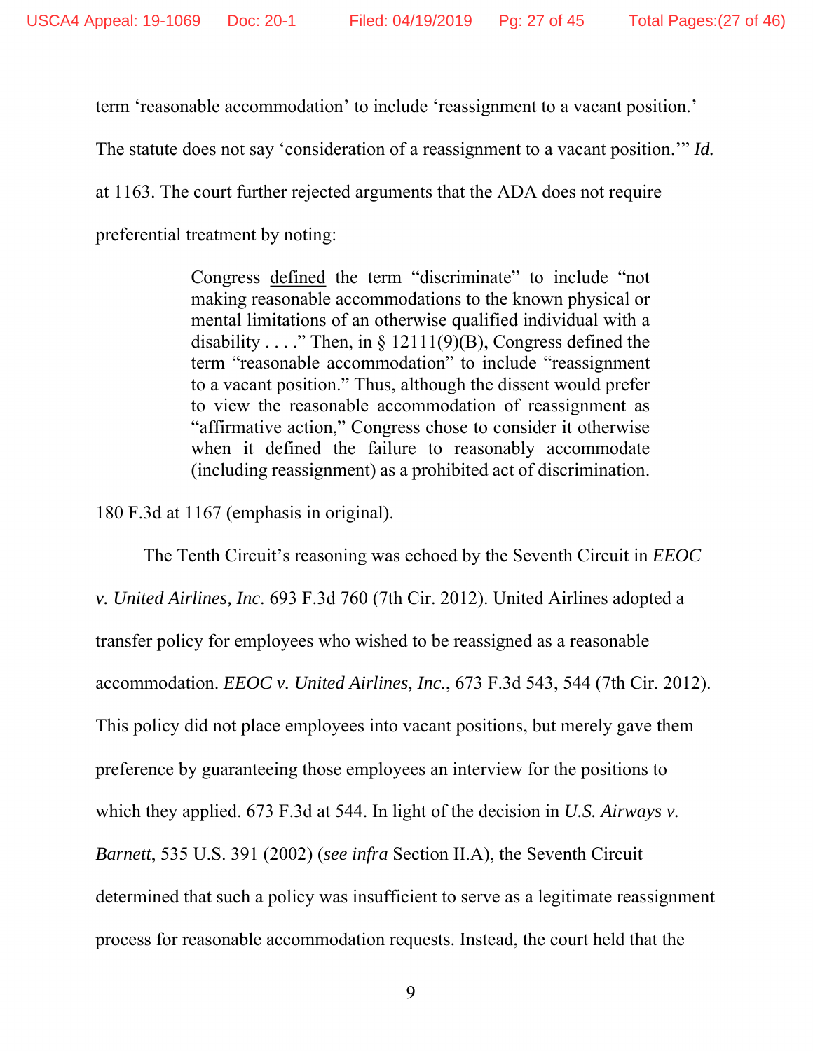term 'reasonable accommodation' to include 'reassignment to a vacant position.' The statute does not say 'consideration of a reassignment to a vacant position.'" *Id.* at 1163. The court further rejected arguments that the ADA does not require preferential treatment by noting:

> Congress <u>defined</u> the term "discriminate" to include "not making reasonable accommodations to the known physical or mental limitations of an otherwise qualified individual with a disability . . . ." Then, in § 12111(9)(B), Congress defined the term "reasonable accommodation" to include "reassignment to a vacant position." Thus, although the dissent would prefer to view the reasonable accommodation of reassignment as "affirmative action," Congress chose to consider it otherwise when it defined the failure to reasonably accommodate (including reassignment) as a prohibited act of discrimination.

180 F.3d at 1167 (emphasis in original).

The Tenth Circuit's reasoning was echoed by the Seventh Circuit in *EEOC v. United Airlines, Inc.* 693 F.3d 760 (7th Cir. 2012). United Airlines adopted a transfer policy for employees who wished to be reassigned as a reasonable accommodation. *EEOC v. United Airlines, Inc.*, 673 F.3d 543, 544 (7th Cir. 2012). This policy did not place employees into vacant positions, but merely gave them preference by guaranteeing those employees an interview for the positions to which they applied. 673 F.3d at 544. In light of the decision in *U.S. Airways v. Barnett*, 535 U.S. 391 (2002) (*see infra* Section II.A), the Seventh Circuit determined that such a policy was insufficient to serve as a legitimate reassignment process for reasonable accommodation requests. Instead, the court held that the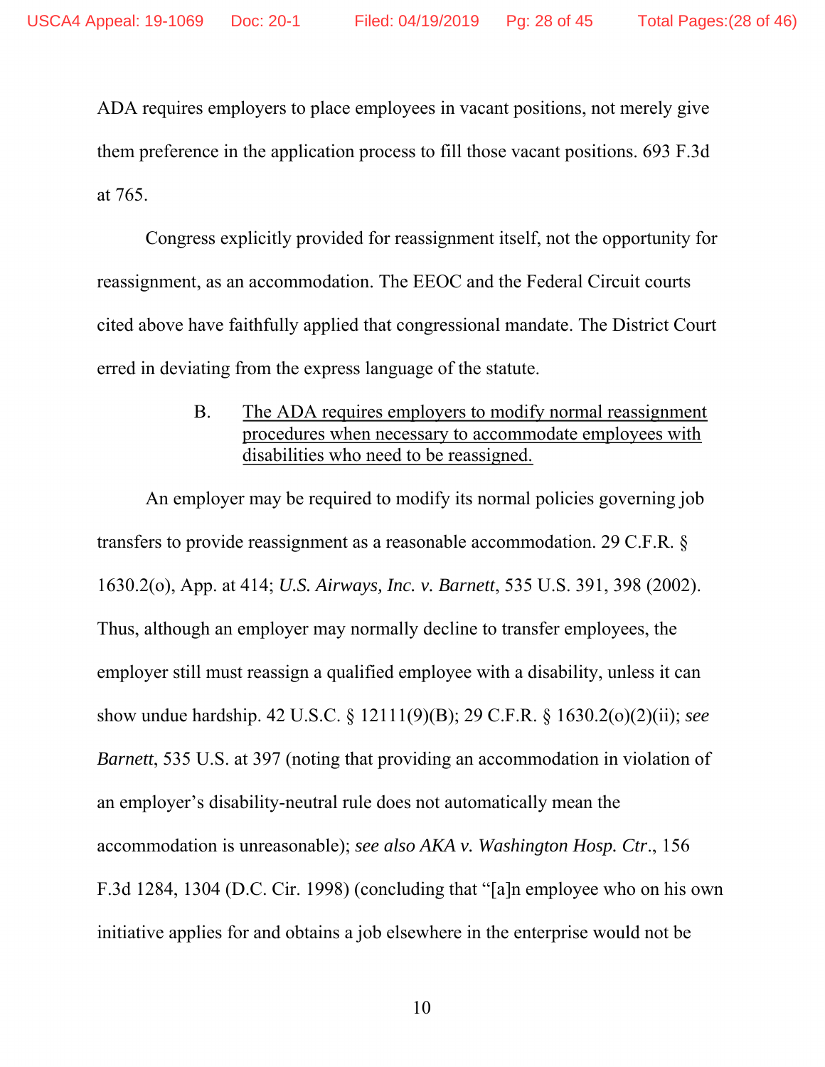ADA requires employers to place employees in vacant positions, not merely give them preference in the application process to fill those vacant positions. 693 F.3d at 765.

Congress explicitly provided for reassignment itself, not the opportunity for reassignment, as an accommodation. The EEOC and the Federal Circuit courts cited above have faithfully applied that congressional mandate. The District Court erred in deviating from the express language of the statute.

B. <u>The ADA requires employers to modify normal reassignment procedures when necessary to accommodate employees with disabilities who need to be reassigned.</u>

An employer may be required to modify its normal policies governing job transfers to provide reassignment as a reasonable accommodation. 29 C.F.R. § 1630.2(o), App. at 414; *U.S. Airways, Inc. v. Barnett*, 535 U.S. 391, 398 (2002). Thus, although an employer may normally decline to transfer employees, the employer still must reassign a qualified employee with a disability, unless it can show undue hardship. 42 U.S.C. § 12111(9)(B); 29 C.F.R. § 1630.2(o)(2)(ii); *see Barnett*, 535 U.S. at 397 (noting that providing an accommodation in violation of an employer's disability-neutral rule does not automatically mean the accommodation is unreasonable); *see also AKA v. Washington Hosp. Ctr*., 156 F.3d 1284, 1304 (D.C. Cir. 1998) (concluding that "[a]n employee who on his own initiative applies for and obtains a job elsewhere in the enterprise would not be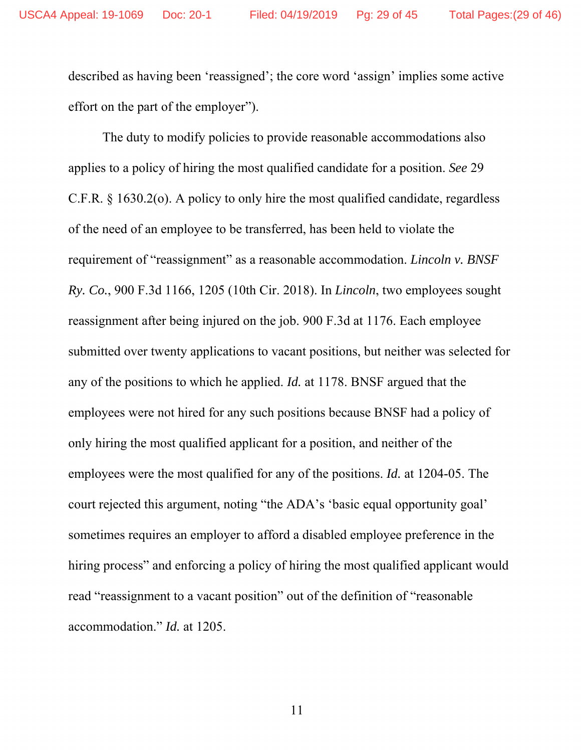described as having been 'reassigned'; the core word 'assign' implies some active effort on the part of the employer").

The duty to modify policies to provide reasonable accommodations also applies to a policy of hiring the most qualified candidate for a position. *See* 29 C.F.R. § 1630.2(o). A policy to only hire the most qualified candidate, regardless of the need of an employee to be transferred, has been held to violate the requirement of "reassignment" as a reasonable accommodation. *Lincoln v. BNSF Ry. Co.*, 900 F.3d 1166, 1205 (10th Cir. 2018). In *Lincoln*, two employees sought reassignment after being injured on the job. 900 F.3d at 1176. Each employee submitted over twenty applications to vacant positions, but neither was selected for any of the positions to which he applied. *Id.* at 1178. BNSF argued that the employees were not hired for any such positions because BNSF had a policy of only hiring the most qualified applicant for a position, and neither of the employees were the most qualified for any of the positions. *Id.* at 1204-05. The court rejected this argument, noting "the ADA's 'basic equal opportunity goal' sometimes requires an employer to afford a disabled employee preference in the hiring process" and enforcing a policy of hiring the most qualified applicant would read "reassignment to a vacant position" out of the definition of "reasonable accommodation." *Id.* at 1205.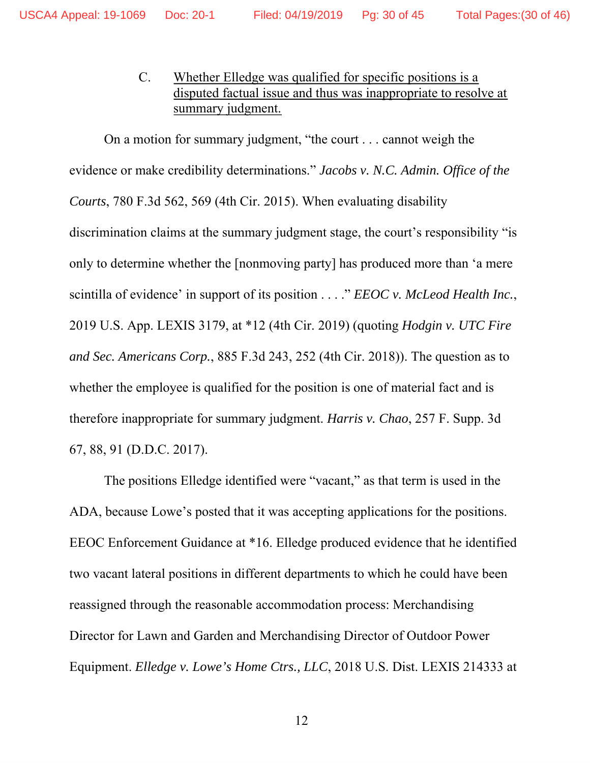### C. Whether Elledge was qualified for specific positions is a disputed factual issue and thus was inappropriate to resolve at summary judgment.

On a motion for summary judgment, "the court . . . cannot weigh the evidence or make credibility determinations." *Jacobs v. N.C. Admin. Office of the Courts*, 780 F.3d 562, 569 (4th Cir. 2015). When evaluating disability discrimination claims at the summary judgment stage, the court's responsibility "is only to determine whether the [nonmoving party] has produced more than 'a mere scintilla of evidence' in support of its position . . . ." *EEOC v. McLeod Health Inc.*, 2019 U.S. App. LEXIS 3179, at *12 (4th Cir. 2019) (quoting *Hodgin v. UTC Fire and Sec. Americans Corp.*, 885 F.3d 243, 252 (4th Cir. 2018)). The question as to whether the employee is qualified for the position is one of material fact and is therefore inappropriate for summary judgment. *Harris v. Chao*, 257 F. Supp. 3d 67, 88, 91 (D.D.C. 2017).

The positions Elledge identified were "vacant," as that term is used in the ADA, because Lowe's posted that it was accepting applications for the positions. EEOC Enforcement Guidance at *16. Elledge produced evidence that he identified two vacant lateral positions in different departments to which he could have been reassigned through the reasonable accommodation process: Merchandising Director for Lawn and Garden and Merchandising Director of Outdoor Power Equipment. *Elledge v. Lowe's Home Ctrs., LLC*, 2018 U.S. Dist. LEXIS 214333 at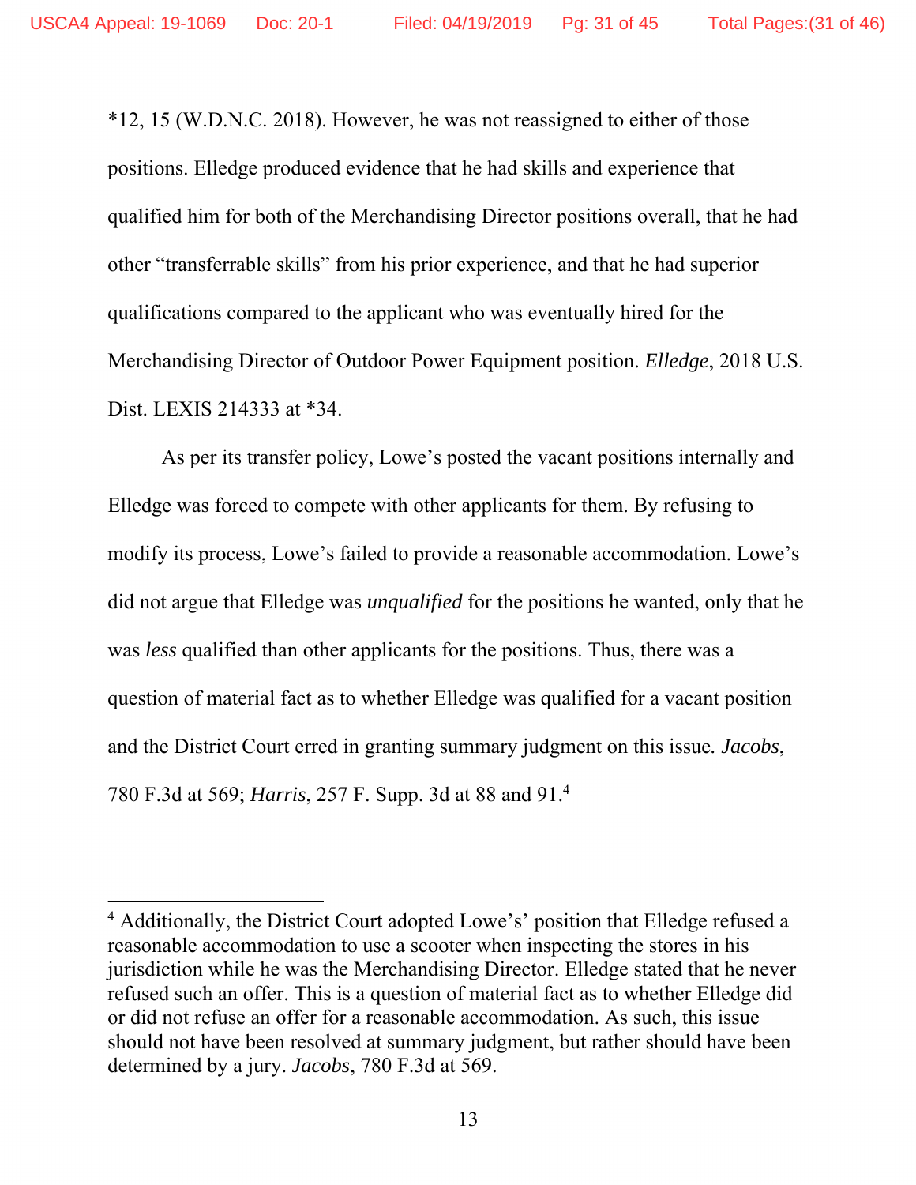*12, 15 (W.D.N.C. 2018). However, he was not reassigned to either of those positions. Elledge produced evidence that he had skills and experience that qualified him for both of the Merchandising Director positions overall, that he had other "transferrable skills" from his prior experience, and that he had superior qualifications compared to the applicant who was eventually hired for the Merchandising Director of Outdoor Power Equipment position. *Elledge*, 2018 U.S. Dist. LEXIS 214333 at *34.

As per its transfer policy, Lowe's posted the vacant positions internally and Elledge was forced to compete with other applicants for them. By refusing to modify its process, Lowe's failed to provide a reasonable accommodation. Lowe's did not argue that Elledge was *unqualified* for the positions he wanted, only that he was *less* qualified than other applicants for the positions. Thus, there was a question of material fact as to whether Elledge was qualified for a vacant position and the District Court erred in granting summary judgment on this issue. *Jacobs*, 780 F.3d at 569; *Harris*, 257 F. Supp. 3d at 88 and 91.[4]

---

[4] Additionally, the District Court adopted Lowe's' position that Elledge refused a reasonable accommodation to use a scooter when inspecting the stores in his jurisdiction while he was the Merchandising Director. Elledge stated that he never refused such an offer. This is a question of material fact as to whether Elledge did or did not refuse an offer for a reasonable accommodation. As such, this issue should not have been resolved at summary judgment, but rather should have been determined by a jury. *Jacobs*, 780 F.3d at 569.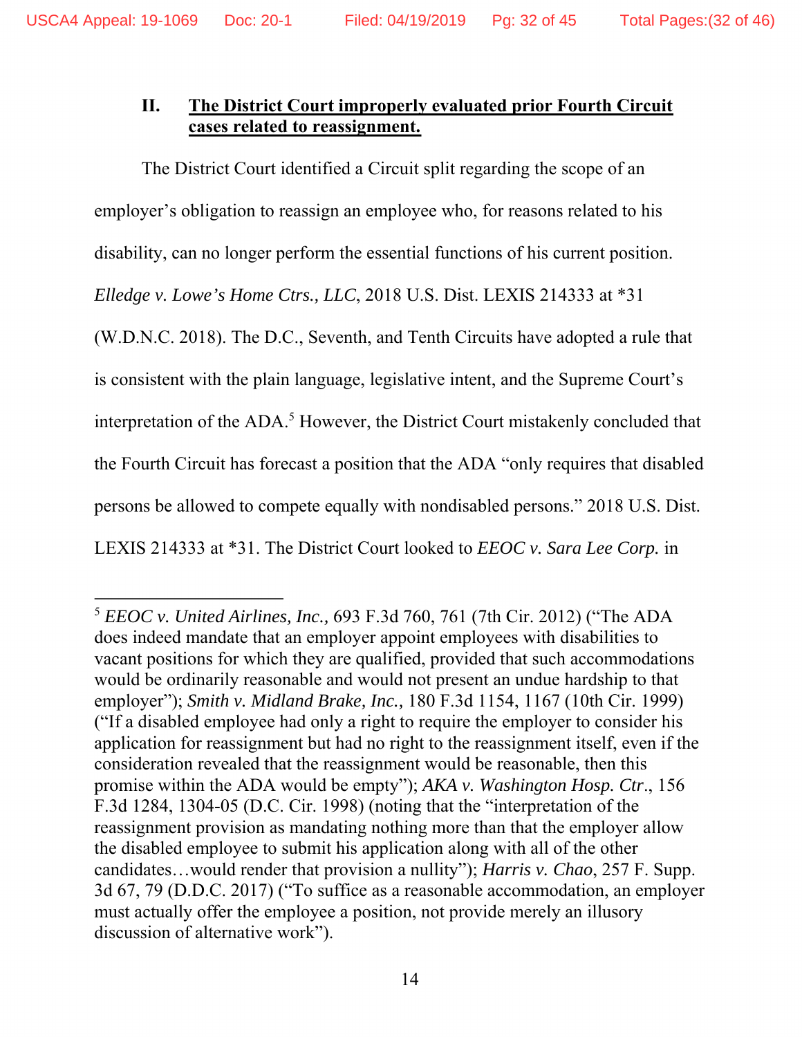## II. <u>The District Court improperly evaluated prior Fourth Circuit cases related to reassignment.</u>

The District Court identified a Circuit split regarding the scope of an employer's obligation to reassign an employee who, for reasons related to his disability, can no longer perform the essential functions of his current position. *Elledge v. Lowe's Home Ctrs., LLC*, 2018 U.S. Dist. LEXIS 214333 at *31 (W.D.N.C. 2018). The D.C., Seventh, and Tenth Circuits have adopted a rule that is consistent with the plain language, legislative intent, and the Supreme Court's interpretation of the ADA.[5] However, the District Court mistakenly concluded that the Fourth Circuit has forecast a position that the ADA "only requires that disabled persons be allowed to compete equally with nondisabled persons." 2018 U.S. Dist. LEXIS 214333 at *31. The District Court looked to ***EEOC v. Sara Lee Corp.*** in

---

[5] *EEOC v. United Airlines, Inc.,* 693 F.3d 760, 761 (7th Cir. 2012) ("The ADA does indeed mandate that an employer appoint employees with disabilities to vacant positions for which they are qualified, provided that such accommodations would be ordinarily reasonable and would not present an undue hardship to that employer"); *Smith v. Midland Brake, Inc.,* 180 F.3d 1154, 1167 (10th Cir. 1999) ("If a disabled employee had only a right to require the employer to consider his application for reassignment but had no right to the reassignment itself, even if the consideration revealed that the reassignment would be reasonable, then this promise within the ADA would be empty"); *AKA v. Washington Hosp. Ctr*., 156 F.3d 1284, 1304-05 (D.C. Cir. 1998) (noting that the "interpretation of the reassignment provision as mandating nothing more than that the employer allow the disabled employee to submit his application along with all of the other candidates…would render that provision a nullity"); *Harris v. Chao*, 257 F. Supp. 3d 67, 79 (D.D.C. 2017) ("To suffice as a reasonable accommodation, an employer must actually offer the employee a position, not provide merely an illusory discussion of alternative work").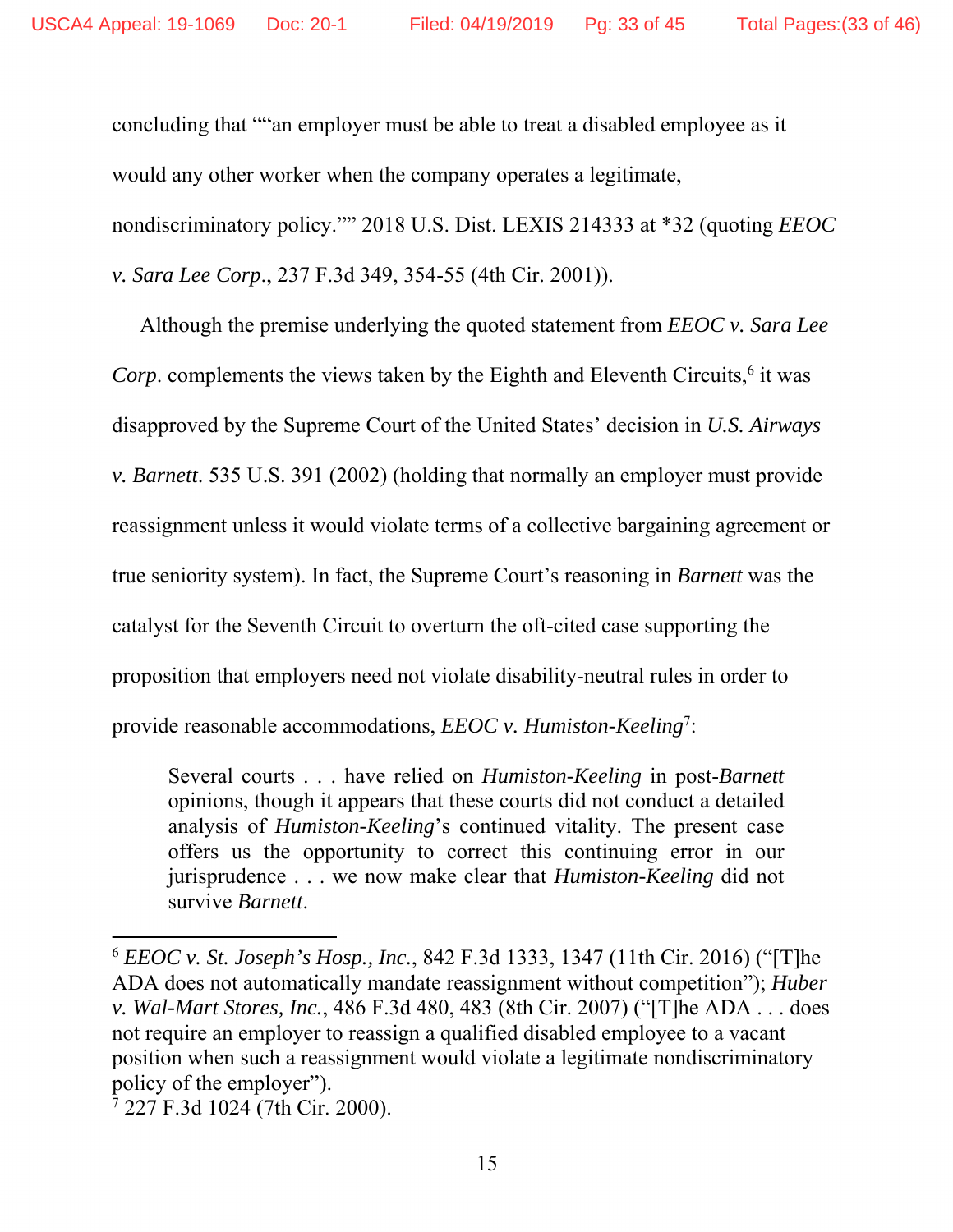concluding that ""an employer must be able to treat a disabled employee as it would any other worker when the company operates a legitimate, nondiscriminatory policy."" 2018 U.S. Dist. LEXIS 214333 at *32 (quoting *EEOC v. Sara Lee Corp*., 237 F.3d 349, 354-55 (4th Cir. 2001)).

Although the premise underlying the quoted statement from *EEOC v. Sara Lee Corp*. complements the views taken by the Eighth and Eleventh Circuits,[6] it was disapproved by the Supreme Court of the United States' decision in *U.S. Airways v. Barnett*. 535 U.S. 391 (2002) (holding that normally an employer must provide reassignment unless it would violate terms of a collective bargaining agreement or true seniority system). In fact, the Supreme Court's reasoning in *Barnett* was the catalyst for the Seventh Circuit to overturn the oft-cited case supporting the proposition that employers need not violate disability-neutral rules in order to provide reasonable accommodations, *EEOC v. Humiston-Keeling*[7]:

> Several courts . . . have relied on *Humiston-Keeling* in post-*Barnett* opinions, though it appears that these courts did not conduct a detailed analysis of *Humiston-Keeling*'s continued vitality. The present case offers us the opportunity to correct this continuing error in our jurisprudence . . . we now make clear that *Humiston-Keeling* did not survive *Barnett*.

---

[6] *EEOC v. St. Joseph's Hosp., Inc.*, 842 F.3d 1333, 1347 (11th Cir. 2016) ("[T]he ADA does not automatically mandate reassignment without competition"); *Huber v. Wal-Mart Stores, Inc.*, 486 F.3d 480, 483 (8th Cir. 2007) ("[T]he ADA . . . does not require an employer to reassign a qualified disabled employee to a vacant position when such a reassignment would violate a legitimate nondiscriminatory policy of the employer").

[7] 227 F.3d 1024 (7th Cir. 2000).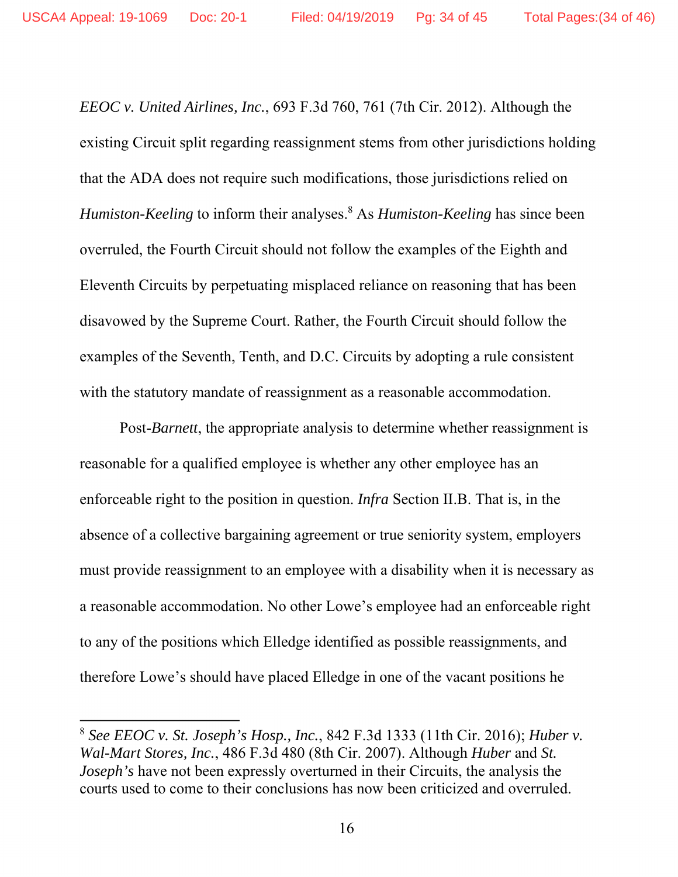*EEOC v. United Airlines, Inc.*, 693 F.3d 760, 761 (7th Cir. 2012). Although the existing Circuit split regarding reassignment stems from other jurisdictions holding that the ADA does not require such modifications, those jurisdictions relied on *Humiston-Keeling* to inform their analyses.[8] As *Humiston-Keeling* has since been overruled, the Fourth Circuit should not follow the examples of the Eighth and Eleventh Circuits by perpetuating misplaced reliance on reasoning that has been disavowed by the Supreme Court. Rather, the Fourth Circuit should follow the examples of the Seventh, Tenth, and D.C. Circuits by adopting a rule consistent with the statutory mandate of reassignment as a reasonable accommodation.

Post-*Barnett*, the appropriate analysis to determine whether reassignment is reasonable for a qualified employee is whether any other employee has an enforceable right to the position in question. *Infra* Section II.B. That is, in the absence of a collective bargaining agreement or true seniority system, employers must provide reassignment to an employee with a disability when it is necessary as a reasonable accommodation. No other Lowe's employee had an enforceable right to any of the positions which Elledge identified as possible reassignments, and therefore Lowe's should have placed Elledge in one of the vacant positions he

---

[8] *See EEOC v. St. Joseph's Hosp., Inc.*, 842 F.3d 1333 (11th Cir. 2016); *Huber v. Wal-Mart Stores, Inc.*, 486 F.3d 480 (8th Cir. 2007). Although *Huber* and *St. Joseph's* have not been expressly overturned in their Circuits, the analysis the courts used to come to their conclusions has now been criticized and overruled.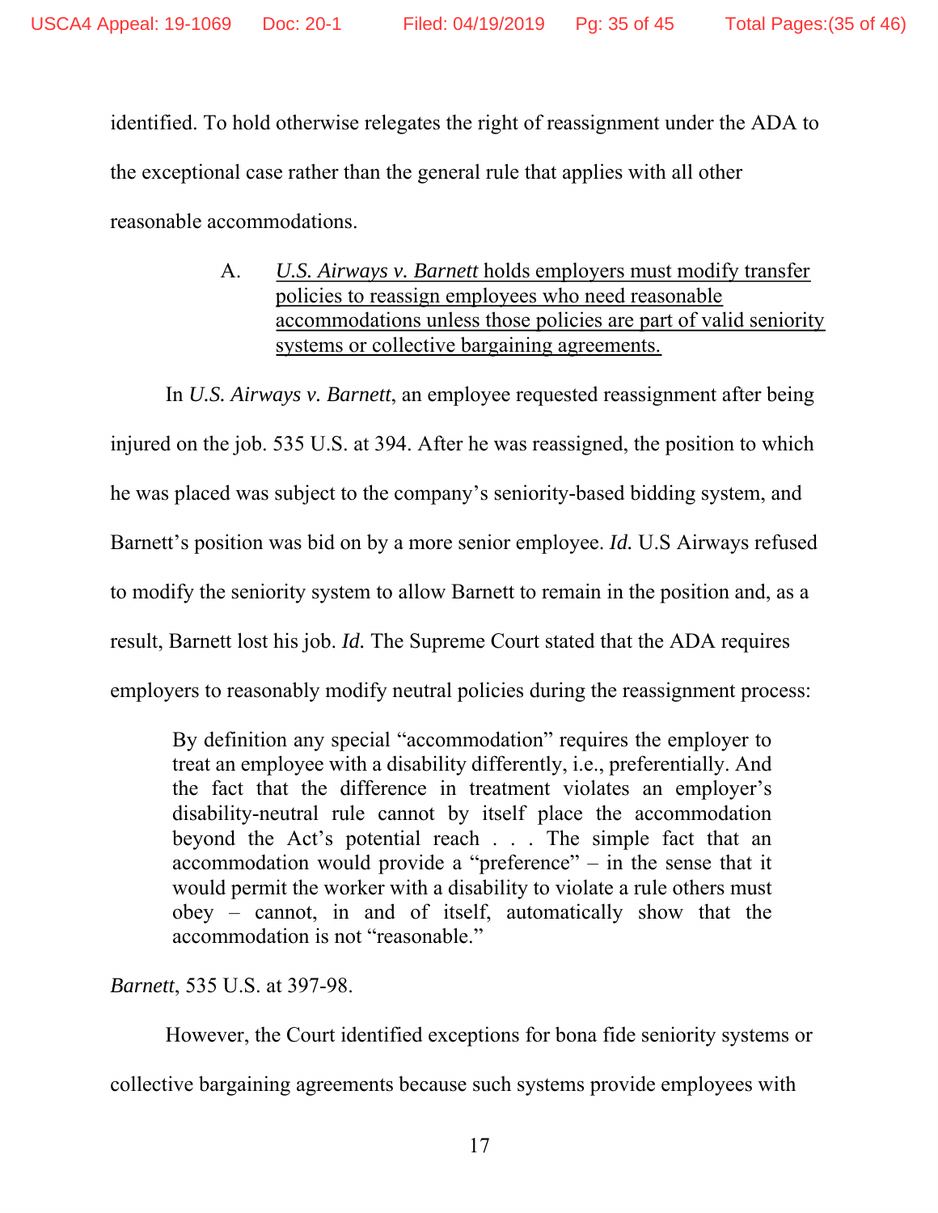identified. To hold otherwise relegates the right of reassignment under the ADA to the exceptional case rather than the general rule that applies with all other reasonable accommodations.

### A. *U.S. Airways v. Barnett* holds employers must modify transfer policies to reassign employees who need reasonable accommodations unless those policies are part of valid seniority systems or collective bargaining agreements.

In *U.S. Airways v. Barnett*, an employee requested reassignment after being injured on the job. 535 U.S. at 394. After he was reassigned, the position to which he was placed was subject to the company's seniority-based bidding system, and Barnett's position was bid on by a more senior employee. *Id.* U.S Airways refused to modify the seniority system to allow Barnett to remain in the position and, as a result, Barnett lost his job. *Id.* The Supreme Court stated that the ADA requires employers to reasonably modify neutral policies during the reassignment process:

> By definition any special "accommodation" requires the employer to treat an employee with a disability differently, i.e., preferentially. And the fact that the difference in treatment violates an employer's disability-neutral rule cannot by itself place the accommodation beyond the Act's potential reach . . . The simple fact that an accommodation would provide a "preference" – in the sense that it would permit the worker with a disability to violate a rule others must obey – cannot, in and of itself, automatically show that the accommodation is not "reasonable."

*Barnett*, 535 U.S. at 397-98.

However, the Court identified exceptions for bona fide seniority systems or collective bargaining agreements because such systems provide employees with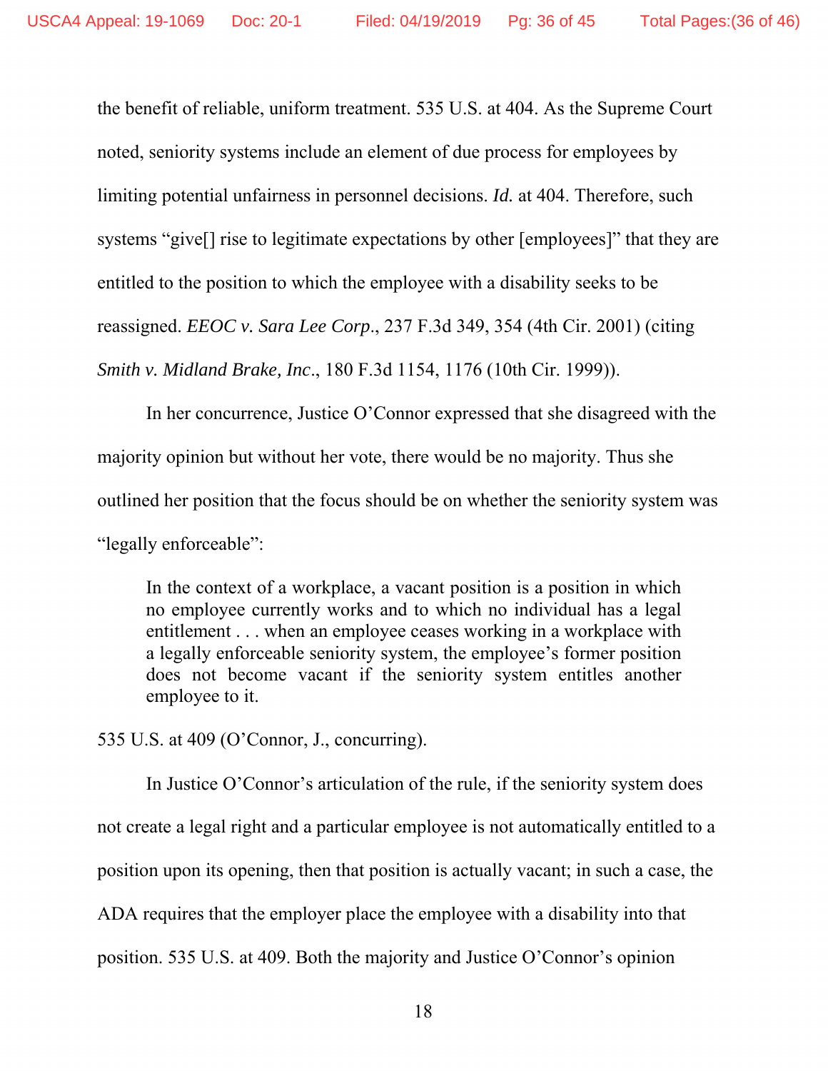the benefit of reliable, uniform treatment. 535 U.S. at 404. As the Supreme Court noted, seniority systems include an element of due process for employees by limiting potential unfairness in personnel decisions. *Id.* at 404. Therefore, such systems "give[] rise to legitimate expectations by other [employees]" that they are entitled to the position to which the employee with a disability seeks to be reassigned. *EEOC v. Sara Lee Corp*., 237 F.3d 349, 354 (4th Cir. 2001) (citing *Smith v. Midland Brake, Inc*., 180 F.3d 1154, 1176 (10th Cir. 1999)).

In her concurrence, Justice O'Connor expressed that she disagreed with the majority opinion but without her vote, there would be no majority. Thus she outlined her position that the focus should be on whether the seniority system was "legally enforceable":

> In the context of a workplace, a vacant position is a position in which no employee currently works and to which no individual has a legal entitlement . . . when an employee ceases working in a workplace with a legally enforceable seniority system, the employee's former position does not become vacant if the seniority system entitles another employee to it.

535 U.S. at 409 (O'Connor, J., concurring).

In Justice O'Connor's articulation of the rule, if the seniority system does not create a legal right and a particular employee is not automatically entitled to a position upon its opening, then that position is actually vacant; in such a case, the ADA requires that the employer place the employee with a disability into that position. 535 U.S. at 409. Both the majority and Justice O'Connor's opinion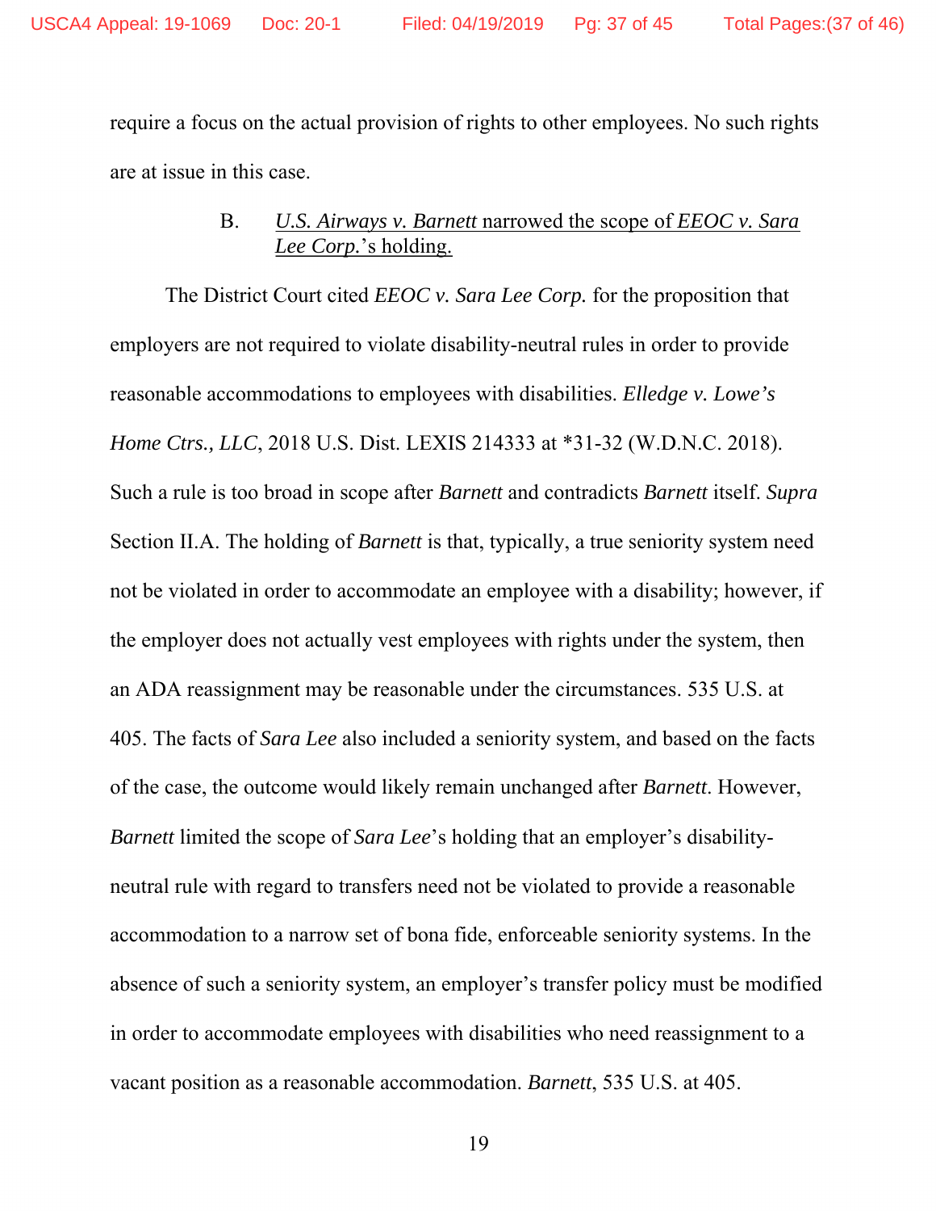require a focus on the actual provision of rights to other employees. No such rights are at issue in this case.

### B. *U.S. Airways v. Barnett* narrowed the scope of *EEOC v. Sara Lee Corp.*'s holding.

The District Court cited *EEOC v. Sara Lee Corp.* for the proposition that employers are not required to violate disability-neutral rules in order to provide reasonable accommodations to employees with disabilities. *Elledge v. Lowe's Home Ctrs., LLC*, 2018 U.S. Dist. LEXIS 214333 at *31-32 (W.D.N.C. 2018). Such a rule is too broad in scope after *Barnett* and contradicts *Barnett* itself. *Supra* Section II.A. The holding of *Barnett* is that, typically, a true seniority system need not be violated in order to accommodate an employee with a disability; however, if the employer does not actually vest employees with rights under the system, then an ADA reassignment may be reasonable under the circumstances. 535 U.S. at 405. The facts of *Sara Lee* also included a seniority system, and based on the facts of the case, the outcome would likely remain unchanged after *Barnett*. However, *Barnett* limited the scope of *Sara Lee*'s holding that an employer's disability-neutral rule with regard to transfers need not be violated to provide a reasonable accommodation to a narrow set of bona fide, enforceable seniority systems. In the absence of such a seniority system, an employer's transfer policy must be modified in order to accommodate employees with disabilities who need reassignment to a vacant position as a reasonable accommodation. *Barnett*, 535 U.S. at 405.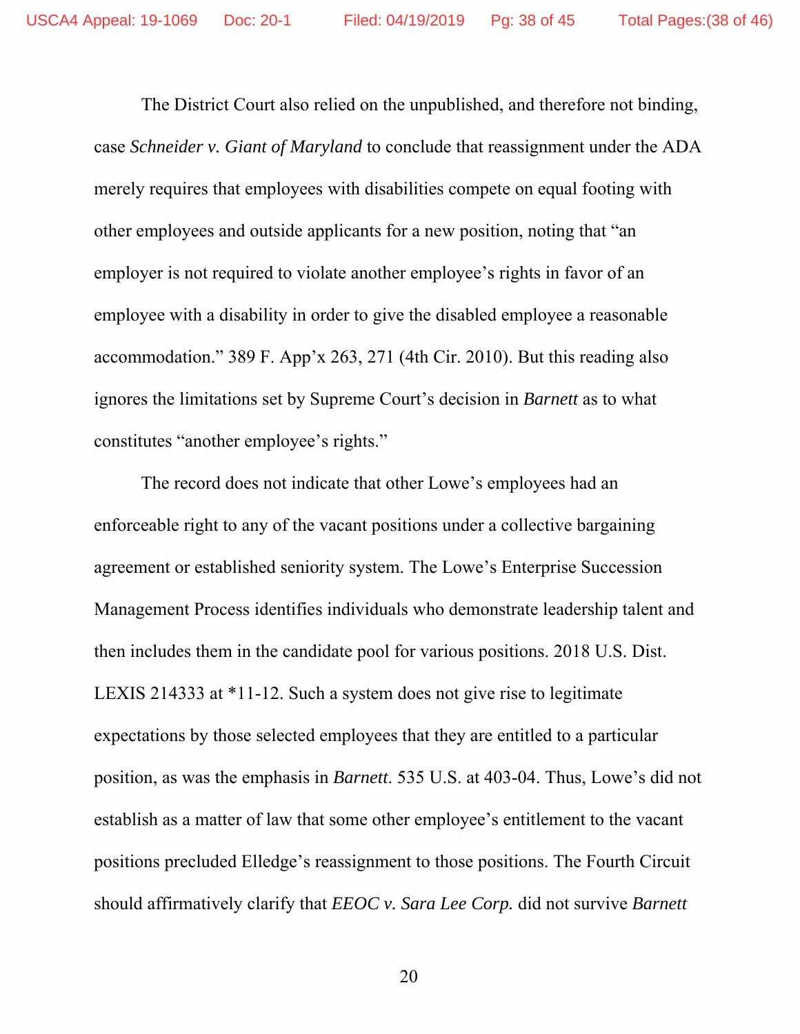The District Court also relied on the unpublished, and therefore not binding, case *Schneider v. Giant of Maryland* to conclude that reassignment under the ADA merely requires that employees with disabilities compete on equal footing with other employees and outside applicants for a new position, noting that "an employer is not required to violate another employee's rights in favor of an employee with a disability in order to give the disabled employee a reasonable accommodation." 389 F. App'x 263, 271 (4th Cir. 2010). But this reading also ignores the limitations set by Supreme Court's decision in *Barnett* as to what constitutes "another employee's rights."

The record does not indicate that other Lowe's employees had an enforceable right to any of the vacant positions under a collective bargaining agreement or established seniority system. The Lowe's Enterprise Succession Management Process identifies individuals who demonstrate leadership talent and then includes them in the candidate pool for various positions. 2018 U.S. Dist. LEXIS 214333 at *11-12. Such a system does not give rise to legitimate expectations by those selected employees that they are entitled to a particular position, as was the emphasis in *Barnett*. 535 U.S. at 403-04. Thus, Lowe's did not establish as a matter of law that some other employee's entitlement to the vacant positions precluded Elledge's reassignment to those positions. The Fourth Circuit should affirmatively clarify that *EEOC v. Sara Lee Corp.* did not survive *Barnett*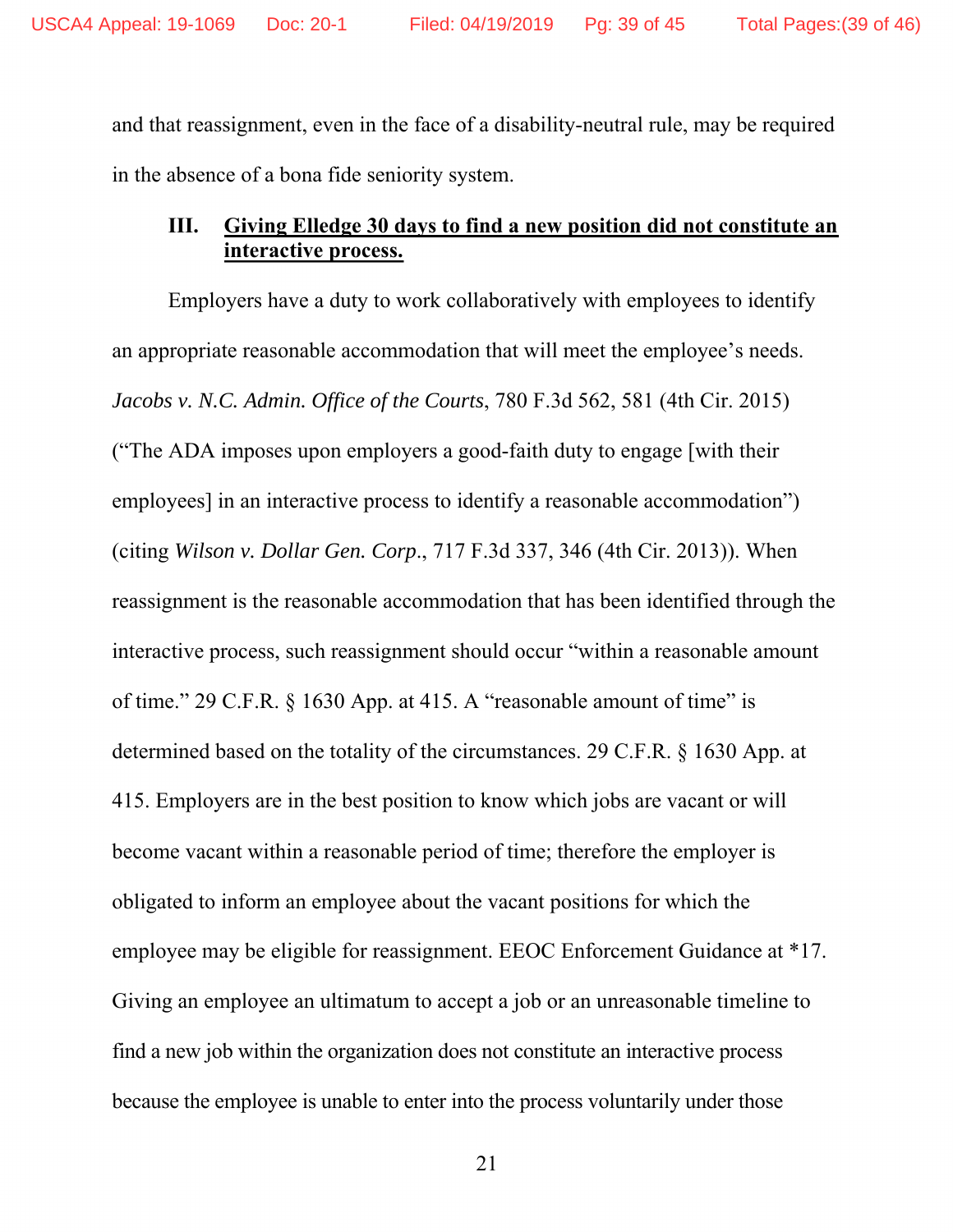and that reassignment, even in the face of a disability-neutral rule, may be required in the absence of a bona fide seniority system.

### III. **<u>Giving Elledge 30 days to find a new position did not constitute an interactive process.</u>**

Employers have a duty to work collaboratively with employees to identify an appropriate reasonable accommodation that will meet the employee's needs. *Jacobs v. N.C. Admin. Office of the Courts*, 780 F.3d 562, 581 (4th Cir. 2015) ("The ADA imposes upon employers a good-faith duty to engage [with their employees] in an interactive process to identify a reasonable accommodation") (citing *Wilson v. Dollar Gen. Corp*., 717 F.3d 337, 346 (4th Cir. 2013)). When reassignment is the reasonable accommodation that has been identified through the interactive process, such reassignment should occur "within a reasonable amount of time." 29 C.F.R. § 1630 App. at 415. A "reasonable amount of time" is determined based on the totality of the circumstances. 29 C.F.R. § 1630 App. at 415. Employers are in the best position to know which jobs are vacant or will become vacant within a reasonable period of time; therefore the employer is obligated to inform an employee about the vacant positions for which the employee may be eligible for reassignment. EEOC Enforcement Guidance at *17. Giving an employee an ultimatum to accept a job or an unreasonable timeline to find a new job within the organization does not constitute an interactive process because the employee is unable to enter into the process voluntarily under those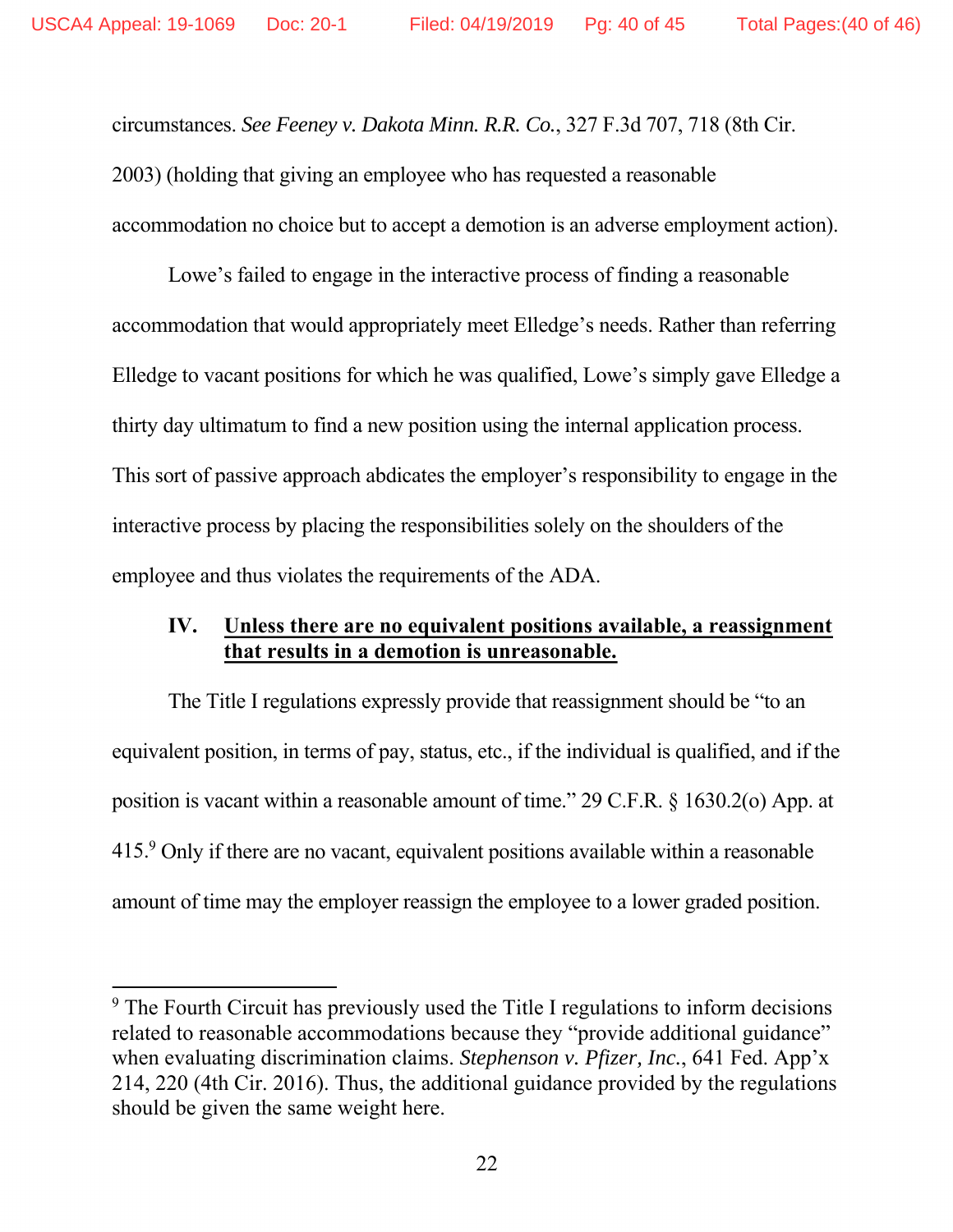circumstances. *See Feeney v. Dakota Minn. R.R. Co.*, 327 F.3d 707, 718 (8th Cir. 2003) (holding that giving an employee who has requested a reasonable accommodation no choice but to accept a demotion is an adverse employment action).

Lowe's failed to engage in the interactive process of finding a reasonable accommodation that would appropriately meet Elledge's needs. Rather than referring Elledge to vacant positions for which he was qualified, Lowe's simply gave Elledge a thirty day ultimatum to find a new position using the internal application process. This sort of passive approach abdicates the employer's responsibility to engage in the interactive process by placing the responsibilities solely on the shoulders of the employee and thus violates the requirements of the ADA.

## IV. Unless there are no equivalent positions available, a reassignment that results in a demotion is unreasonable.

The Title I regulations expressly provide that reassignment should be "to an equivalent position, in terms of pay, status, etc., if the individual is qualified, and if the position is vacant within a reasonable amount of time." 29 C.F.R. § 1630.2(o) App. at 415.[9] Only if there are no vacant, equivalent positions available within a reasonable amount of time may the employer reassign the employee to a lower graded position.

---

[9] The Fourth Circuit has previously used the Title I regulations to inform decisions related to reasonable accommodations because they "provide additional guidance" when evaluating discrimination claims. *Stephenson v. Pfizer, Inc.*, 641 Fed. App'x 214, 220 (4th Cir. 2016). Thus, the additional guidance provided by the regulations should be given the same weight here.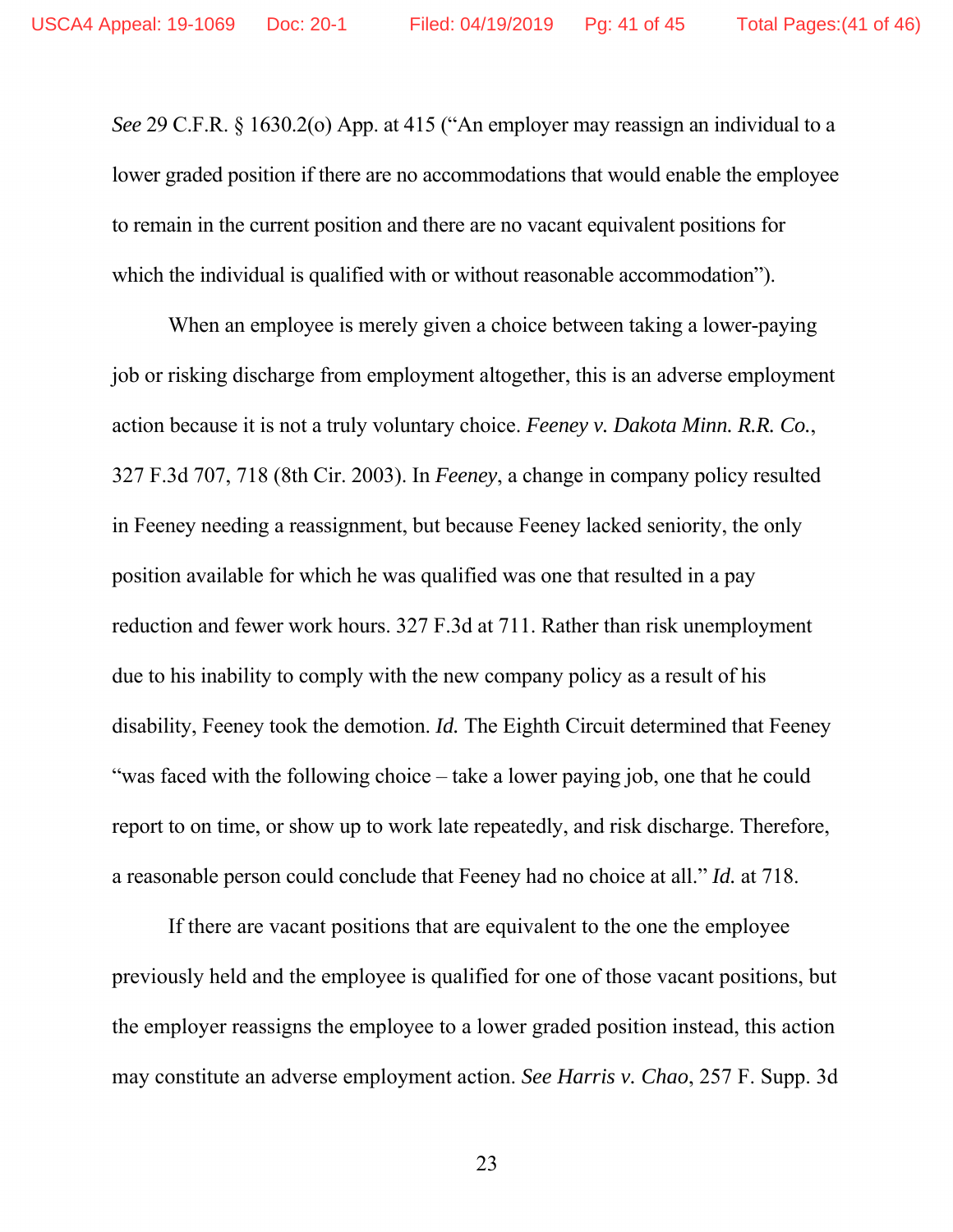*See* 29 C.F.R. § 1630.2(o) App. at 415 ("An employer may reassign an individual to a lower graded position if there are no accommodations that would enable the employee to remain in the current position and there are no vacant equivalent positions for which the individual is qualified with or without reasonable accommodation").

When an employee is merely given a choice between taking a lower-paying job or risking discharge from employment altogether, this is an adverse employment action because it is not a truly voluntary choice. *Feeney v. Dakota Minn. R.R. Co.*, 327 F.3d 707, 718 (8th Cir. 2003). In *Feeney*, a change in company policy resulted in Feeney needing a reassignment, but because Feeney lacked seniority, the only position available for which he was qualified was one that resulted in a pay reduction and fewer work hours. 327 F.3d at 711. Rather than risk unemployment due to his inability to comply with the new company policy as a result of his disability, Feeney took the demotion. *Id.* The Eighth Circuit determined that Feeney "was faced with the following choice – take a lower paying job, one that he could report to on time, or show up to work late repeatedly, and risk discharge. Therefore, a reasonable person could conclude that Feeney had no choice at all." *Id.* at 718.

If there are vacant positions that are equivalent to the one the employee previously held and the employee is qualified for one of those vacant positions, but the employer reassigns the employee to a lower graded position instead, this action may constitute an adverse employment action. *See Harris v. Chao*, 257 F. Supp. 3d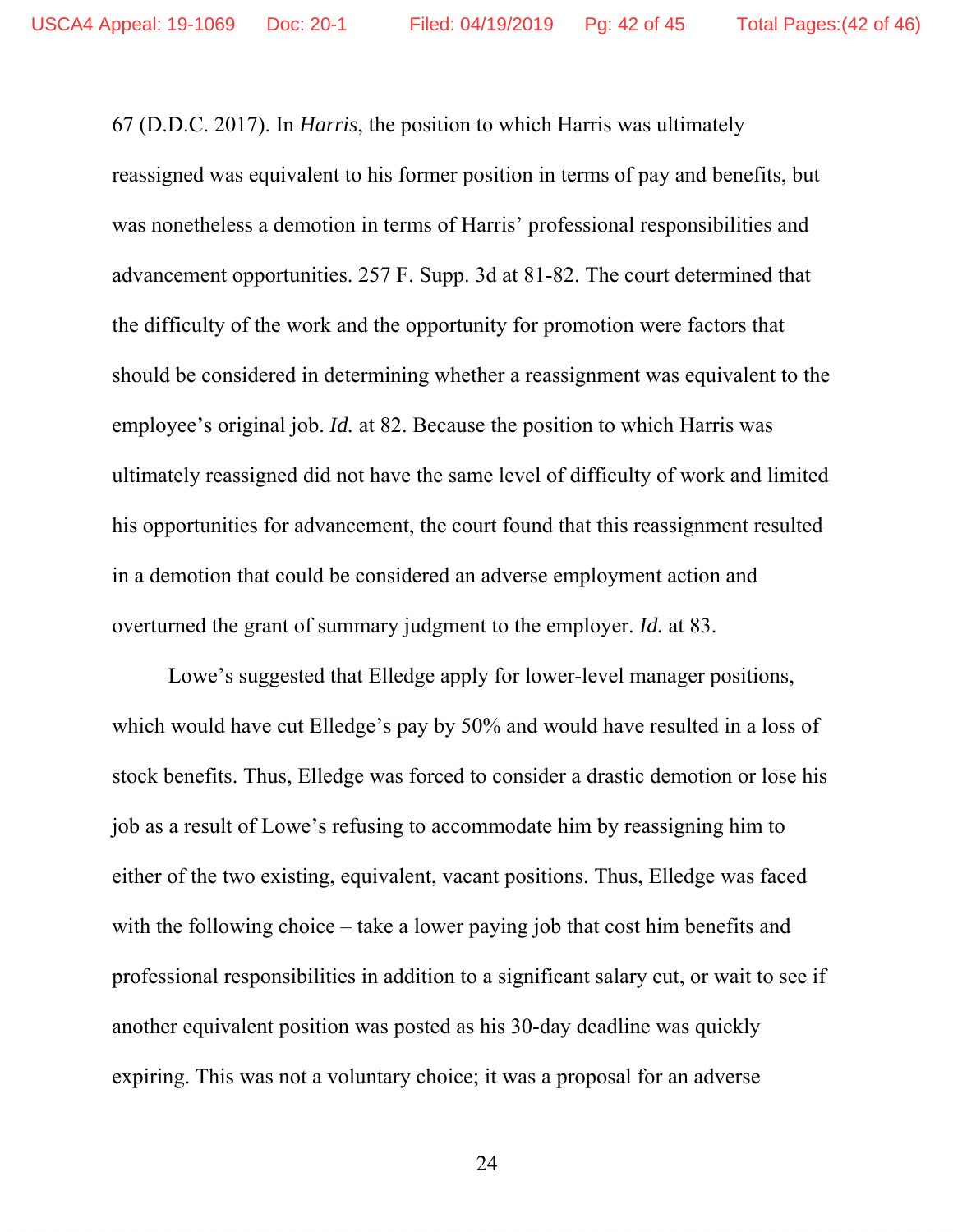67 (D.D.C. 2017). In *Harris*, the position to which Harris was ultimately reassigned was equivalent to his former position in terms of pay and benefits, but was nonetheless a demotion in terms of Harris' professional responsibilities and advancement opportunities. 257 F. Supp. 3d at 81-82. The court determined that the difficulty of the work and the opportunity for promotion were factors that should be considered in determining whether a reassignment was equivalent to the employee's original job. *Id.* at 82. Because the position to which Harris was ultimately reassigned did not have the same level of difficulty of work and limited his opportunities for advancement, the court found that this reassignment resulted in a demotion that could be considered an adverse employment action and overturned the grant of summary judgment to the employer. *Id.* at 83.

Lowe's suggested that Elledge apply for lower-level manager positions, which would have cut Elledge's pay by 50% and would have resulted in a loss of stock benefits. Thus, Elledge was forced to consider a drastic demotion or lose his job as a result of Lowe's refusing to accommodate him by reassigning him to either of the two existing, equivalent, vacant positions. Thus, Elledge was faced with the following choice – take a lower paying job that cost him benefits and professional responsibilities in addition to a significant salary cut, or wait to see if another equivalent position was posted as his 30-day deadline was quickly expiring. This was not a voluntary choice; it was a proposal for an adverse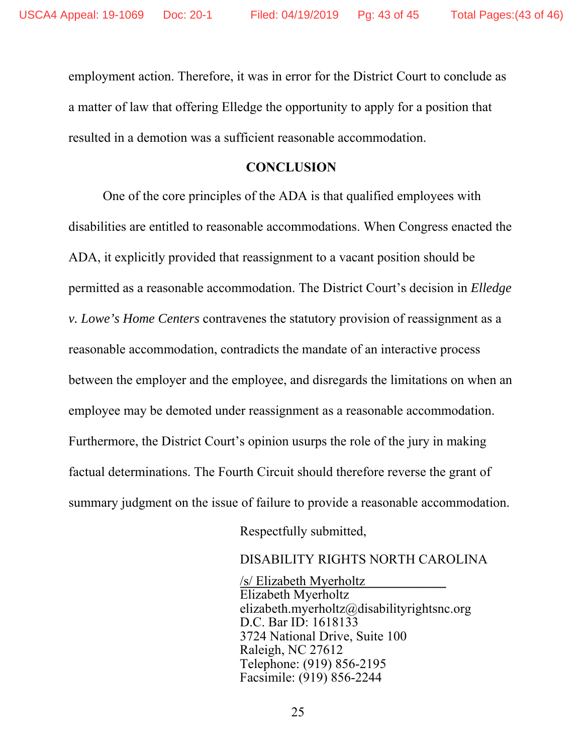employment action. Therefore, it was in error for the District Court to conclude as a matter of law that offering Elledge the opportunity to apply for a position that resulted in a demotion was a sufficient reasonable accommodation.

## CONCLUSION

One of the core principles of the ADA is that qualified employees with disabilities are entitled to reasonable accommodations. When Congress enacted the ADA, it explicitly provided that reassignment to a vacant position should be permitted as a reasonable accommodation. The District Court's decision in *Elledge v. Lowe's Home Centers* contravenes the statutory provision of reassignment as a reasonable accommodation, contradicts the mandate of an interactive process between the employer and the employee, and disregards the limitations on when an employee may be demoted under reassignment as a reasonable accommodation. Furthermore, the District Court's opinion usurps the role of the jury in making factual determinations. The Fourth Circuit should therefore reverse the grant of summary judgment on the issue of failure to provide a reasonable accommodation.

Respectfully submitted,

DISABILITY RIGHTS NORTH CAROLINA

/s/ Elizabeth Myerholtz
Elizabeth Myerholtz
elizabeth.myerholtz@disabilityrightsnc.org
D.C. Bar ID: 1618133
3724 National Drive, Suite 100
Raleigh, NC 27612
Telephone: (919) 856-2195
Facsimile: (919) 856-2244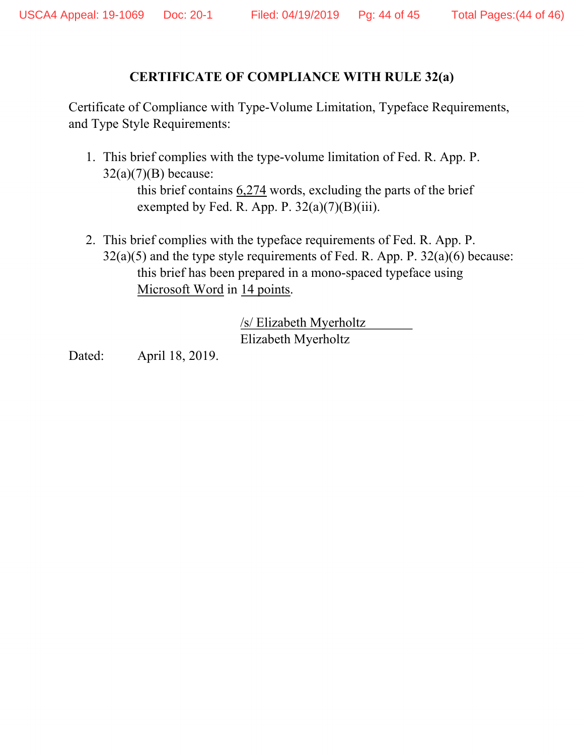## CERTIFICATE OF COMPLIANCE WITH RULE 32(a)

Certificate of Compliance with Type-Volume Limitation, Typeface Requirements, and Type Style Requirements:

1. This brief complies with the type-volume limitation of Fed. R. App. P. 32(a)(7)(B) because:

   this brief contains 6,274 words, excluding the parts of the brief exempted by Fed. R. App. P. 32(a)(7)(B)(iii).

2. This brief complies with the typeface requirements of Fed. R. App. P. 32(a)(5) and the type style requirements of Fed. R. App. P. 32(a)(6) because:

   this brief has been prepared in a mono-spaced typeface using Microsoft Word in 14 points.

/s/ Elizabeth Myerholtz
Elizabeth Myerholtz

Dated: April 18, 2019.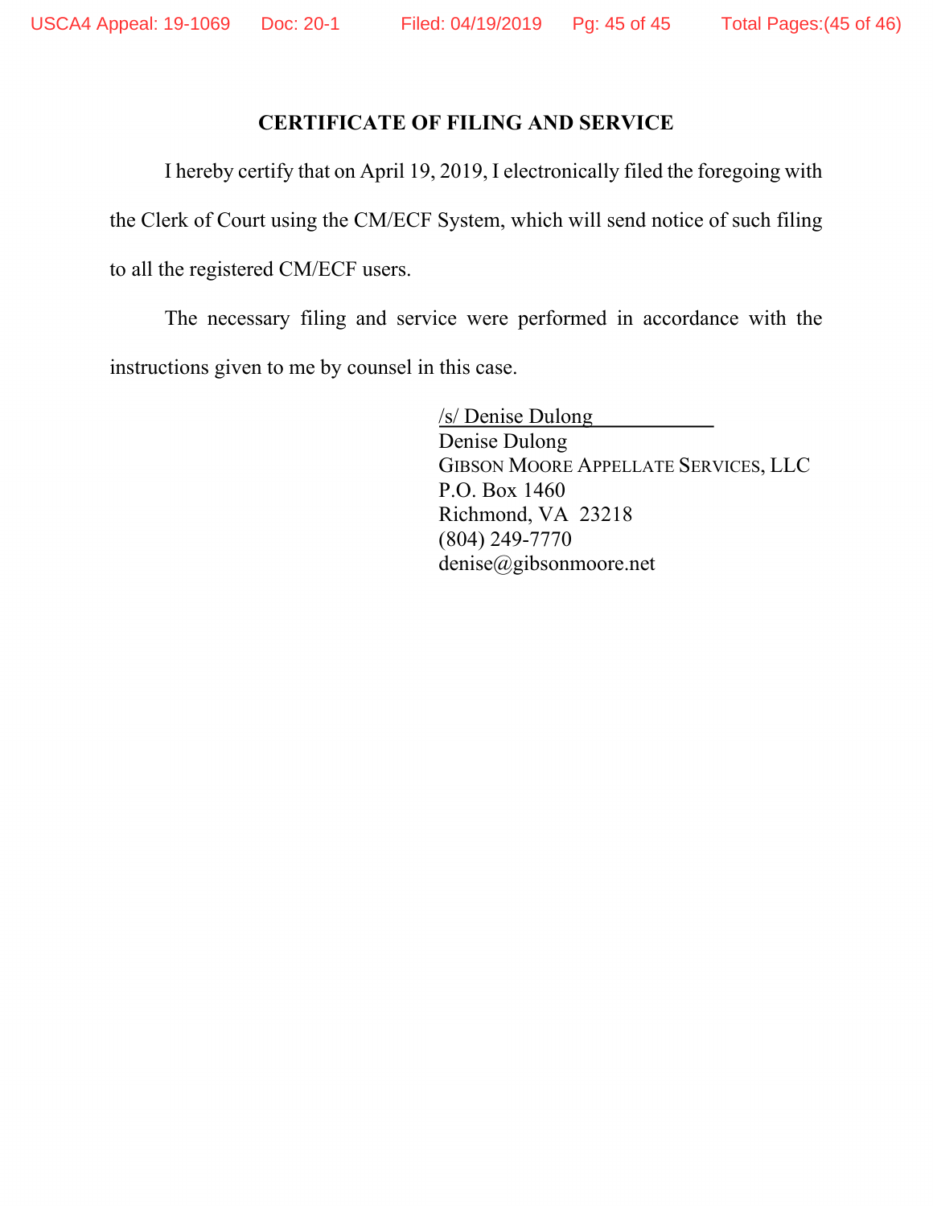## CERTIFICATE OF FILING AND SERVICE

I hereby certify that on April 19, 2019, I electronically filed the foregoing with the Clerk of Court using the CM/ECF System, which will send notice of such filing to all the registered CM/ECF users.

The necessary filing and service were performed in accordance with the instructions given to me by counsel in this case.

/s/ Denise Dulong
Denise Dulong
GIBSON MOORE APPELLATE SERVICES, LLC
P.O. Box 1460
Richmond, VA 23218
(804) 249-7770
denise@gibsonmoore.net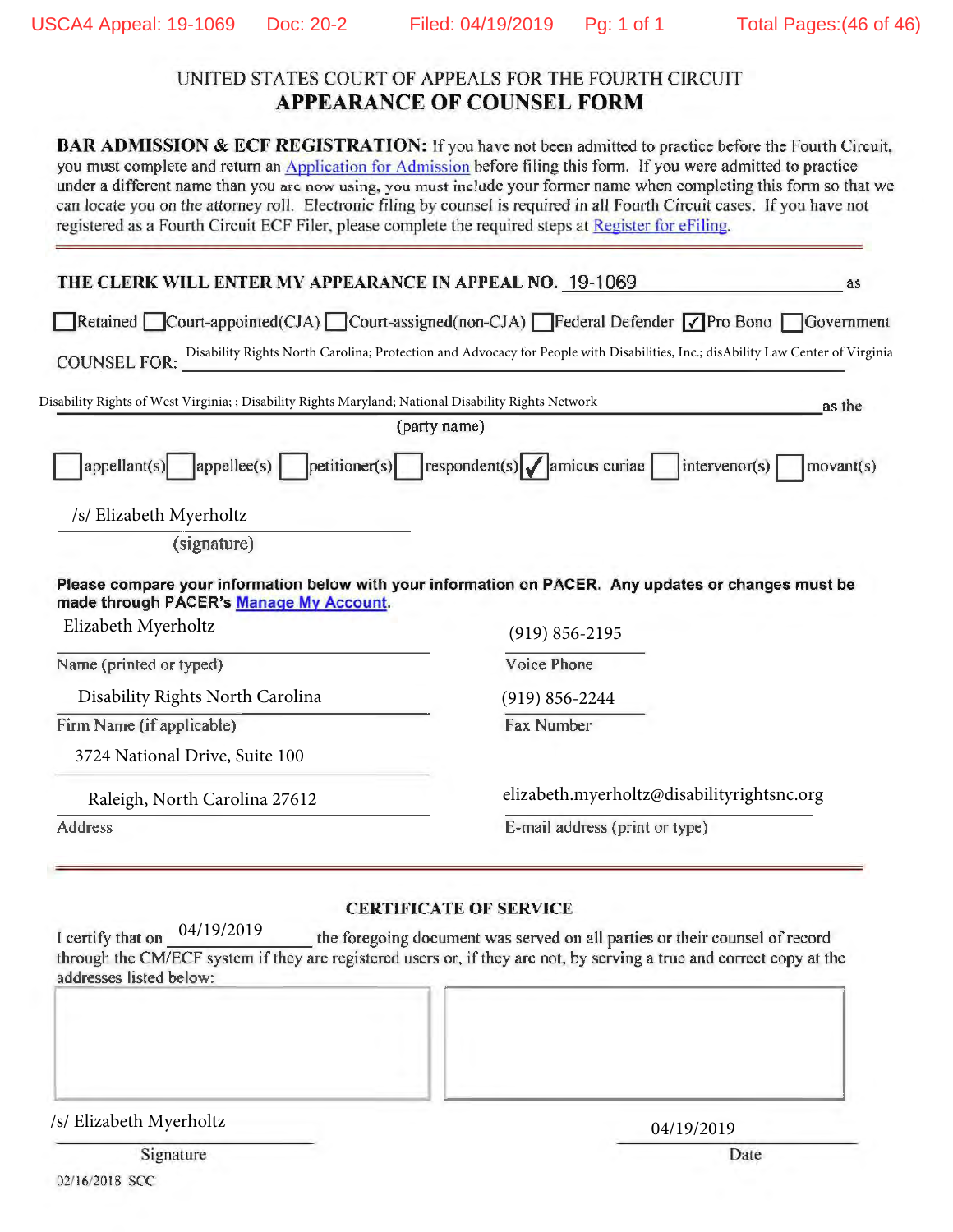UNITED STATES COURT OF APPEALS FOR THE FOURTH CIRCUIT

# APPEARANCE OF COUNSEL FORM

**BAR ADMISSION & ECF REGISTRATION:** If you have not been admitted to practice before the Fourth Circuit, you must complete and return an Application for Admission before filing this form. If you were admitted to practice under a different name than you are now using, you must include your former name when completing this form so that we can locate you on the attorney roll. Electronic filing by counsel is required in all Fourth Circuit cases. If you have not registered as a Fourth Circuit ECF Filer, please complete the required steps at Register for eFiling.

---

**THE CLERK WILL ENTER MY APPEARANCE IN APPEAL NO.** 19-1069 as

☐ Retained ☐ Court-appointed(CJA) ☐ Court-assigned(non-CJA) ☐ Federal Defender ☑ Pro Bono ☐ Government

COUNSEL FOR: Disability Rights North Carolina; Protection and Advocacy for People with Disabilities, Inc.; disAbility Law Center of Virginia Disability Rights of West Virginia; ; Disability Rights Maryland; National Disability Rights Network as the

(party name)

☐ appellant(s) ☐ appellee(s) ☐ petitioner(s) ☐ respondent(s) ☑ amicus curiae ☐ intervenor(s) ☐ movant(s)

/s/ Elizabeth Myerholtz
(signature)

**Please compare your information below with your information on PACER. Any updates or changes must be made through PACER's Manage My Account.**

Elizabeth Myerholtz
Name (printed or typed)

(919) 856-2195
Voice Phone

Disability Rights North Carolina
Firm Name (if applicable)

(919) 856-2244
Fax Number

3724 National Drive, Suite 100
Raleigh, North Carolina 27612
Address

elizabeth.myerholtz@disabilityrightsnc.org
E-mail address (print or type)

---

## CERTIFICATE OF SERVICE

I certify that on 04/19/2019 the foregoing document was served on all parties or their counsel of record through the CM/ECF system if they are registered users or, if they are not, by serving a true and correct copy at the addresses listed below:

/s/ Elizabeth Myerholtz
Signature

04/19/2019
Date

02/16/2018 SCC